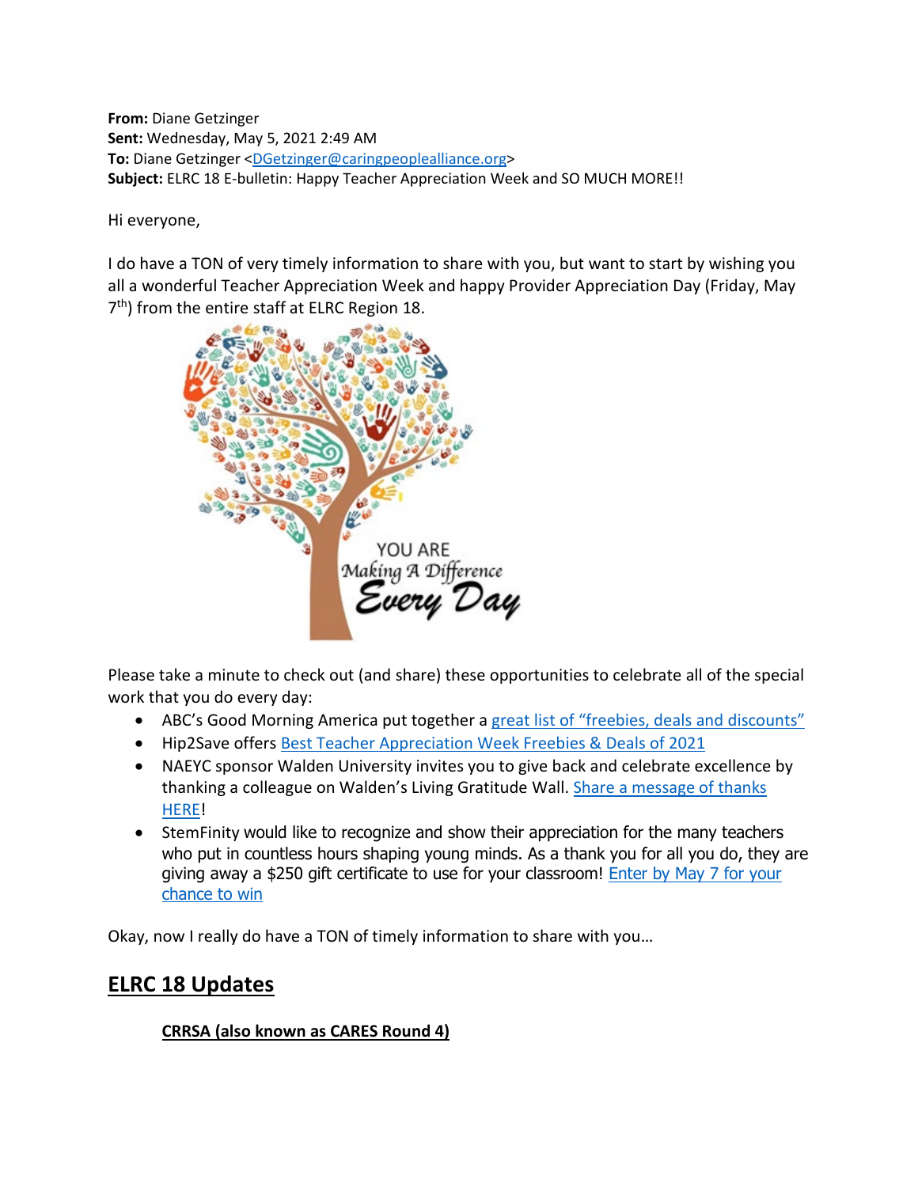**From:** Diane Getzinger
**Sent:** Wednesday, May 5, 2021 2:49 AM
**To:** Diane Getzinger <DGetzinger@caringpeoplealliance.org>
**Subject:** ELRC 18 E-bulletin: Happy Teacher Appreciation Week and SO MUCH MORE!!

Hi everyone,

I do have a TON of very timely information to share with you, but want to start by wishing you all a wonderful Teacher Appreciation Week and happy Provider Appreciation Day (Friday, May 7th) from the entire staff at ELRC Region 18.

Please take a minute to check out (and share) these opportunities to celebrate all of the special work that you do every day:

- ABC's Good Morning America put together a great list of "freebies, deals and discounts"
- Hip2Save offers Best Teacher Appreciation Week Freebies & Deals of 2021
- NAEYC sponsor Walden University invites you to give back and celebrate excellence by thanking a colleague on Walden's Living Gratitude Wall. Share a message of thanks HERE!
- StemFinity would like to recognize and show their appreciation for the many teachers who put in countless hours shaping young minds. As a thank you for all you do, they are giving away a $250 gift certificate to use for your classroom! Enter by May 7 for your chance to win

Okay, now I really do have a TON of timely information to share with you…

## ELRC 18 Updates

### CRRSA (also known as CARES Round 4)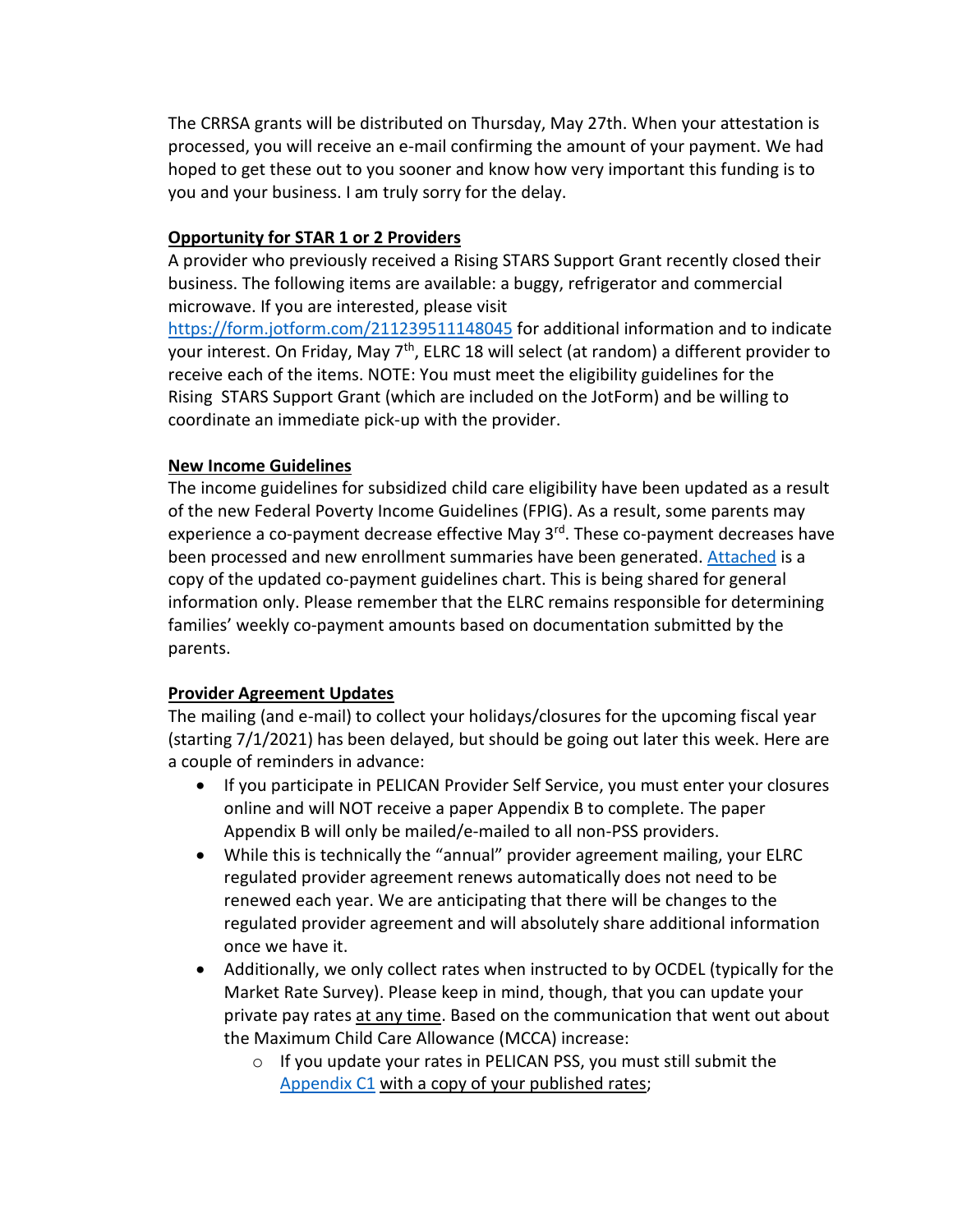The CRRSA grants will be distributed on Thursday, May 27th. When your attestation is processed, you will receive an e-mail confirming the amount of your payment. We had hoped to get these out to you sooner and know how very important this funding is to you and your business. I am truly sorry for the delay.

**Opportunity for STAR 1 or 2 Providers**

A provider who previously received a Rising STARS Support Grant recently closed their business. The following items are available: a buggy, refrigerator and commercial microwave. If you are interested, please visit https://form.jotform.com/211239511148045 for additional information and to indicate your interest. On Friday, May 7th, ELRC 18 will select (at random) a different provider to receive each of the items. NOTE: You must meet the eligibility guidelines for the Rising STARS Support Grant (which are included on the JotForm) and be willing to coordinate an immediate pick-up with the provider.

**New Income Guidelines**

The income guidelines for subsidized child care eligibility have been updated as a result of the new Federal Poverty Income Guidelines (FPIG). As a result, some parents may experience a co-payment decrease effective May 3rd. These co-payment decreases have been processed and new enrollment summaries have been generated. Attached is a copy of the updated co-payment guidelines chart. This is being shared for general information only. Please remember that the ELRC remains responsible for determining families' weekly co-payment amounts based on documentation submitted by the parents.

**Provider Agreement Updates**

The mailing (and e-mail) to collect your holidays/closures for the upcoming fiscal year (starting 7/1/2021) has been delayed, but should be going out later this week. Here are a couple of reminders in advance:

- If you participate in PELICAN Provider Self Service, you must enter your closures online and will NOT receive a paper Appendix B to complete. The paper Appendix B will only be mailed/e-mailed to all non-PSS providers.
- While this is technically the "annual" provider agreement mailing, your ELRC regulated provider agreement renews automatically does not need to be renewed each year. We are anticipating that there will be changes to the regulated provider agreement and will absolutely share additional information once we have it.
- Additionally, we only collect rates when instructed to by OCDEL (typically for the Market Rate Survey). Please keep in mind, though, that you can update your private pay rates at any time. Based on the communication that went out about the Maximum Child Care Allowance (MCCA) increase:
  - If you update your rates in PELICAN PSS, you must still submit the Appendix C1 with a copy of your published rates;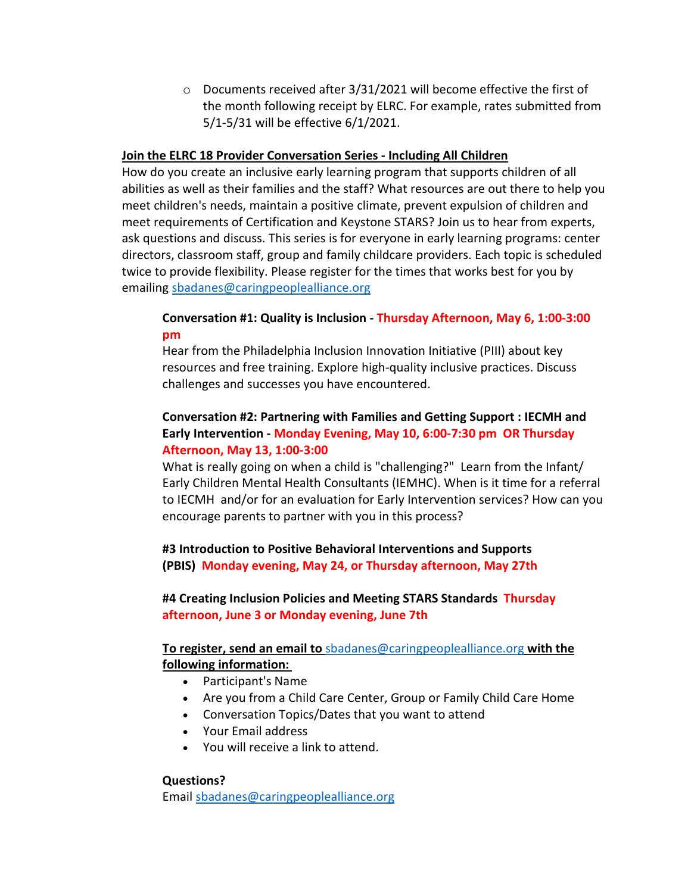- Documents received after 3/31/2021 will become effective the first of the month following receipt by ELRC. For example, rates submitted from 5/1-5/31 will be effective 6/1/2021.

**Join the ELRC 18 Provider Conversation Series - Including All Children**

How do you create an inclusive early learning program that supports children of all abilities as well as their families and the staff? What resources are out there to help you meet children's needs, maintain a positive climate, prevent expulsion of children and meet requirements of Certification and Keystone STARS? Join us to hear from experts, ask questions and discuss. This series is for everyone in early learning programs: center directors, classroom staff, group and family childcare providers. Each topic is scheduled twice to provide flexibility. Please register for the times that works best for you by emailing sbadanes@caringpeoplealliance.org

**Conversation #1: Quality is Inclusion - Thursday Afternoon, May 6, 1:00-3:00 pm**

Hear from the Philadelphia Inclusion Innovation Initiative (PIII) about key resources and free training. Explore high-quality inclusive practices. Discuss challenges and successes you have encountered.

**Conversation #2: Partnering with Families and Getting Support : IECMH and Early Intervention - Monday Evening, May 10, 6:00-7:30 pm OR Thursday Afternoon, May 13, 1:00-3:00**

What is really going on when a child is "challenging?" Learn from the Infant/ Early Children Mental Health Consultants (IEMHC). When is it time for a referral to IECMH and/or for an evaluation for Early Intervention services? How can you encourage parents to partner with you in this process?

**#3 Introduction to Positive Behavioral Interventions and Supports (PBIS) Monday evening, May 24, or Thursday afternoon, May 27th**

**#4 Creating Inclusion Policies and Meeting STARS Standards Thursday afternoon, June 3 or Monday evening, June 7th**

**To register, send an email to sbadanes@caringpeoplealliance.org with the following information:**

- Participant's Name
- Are you from a Child Care Center, Group or Family Child Care Home
- Conversation Topics/Dates that you want to attend
- Your Email address
- You will receive a link to attend.

**Questions?**

Email sbadanes@caringpeoplealliance.org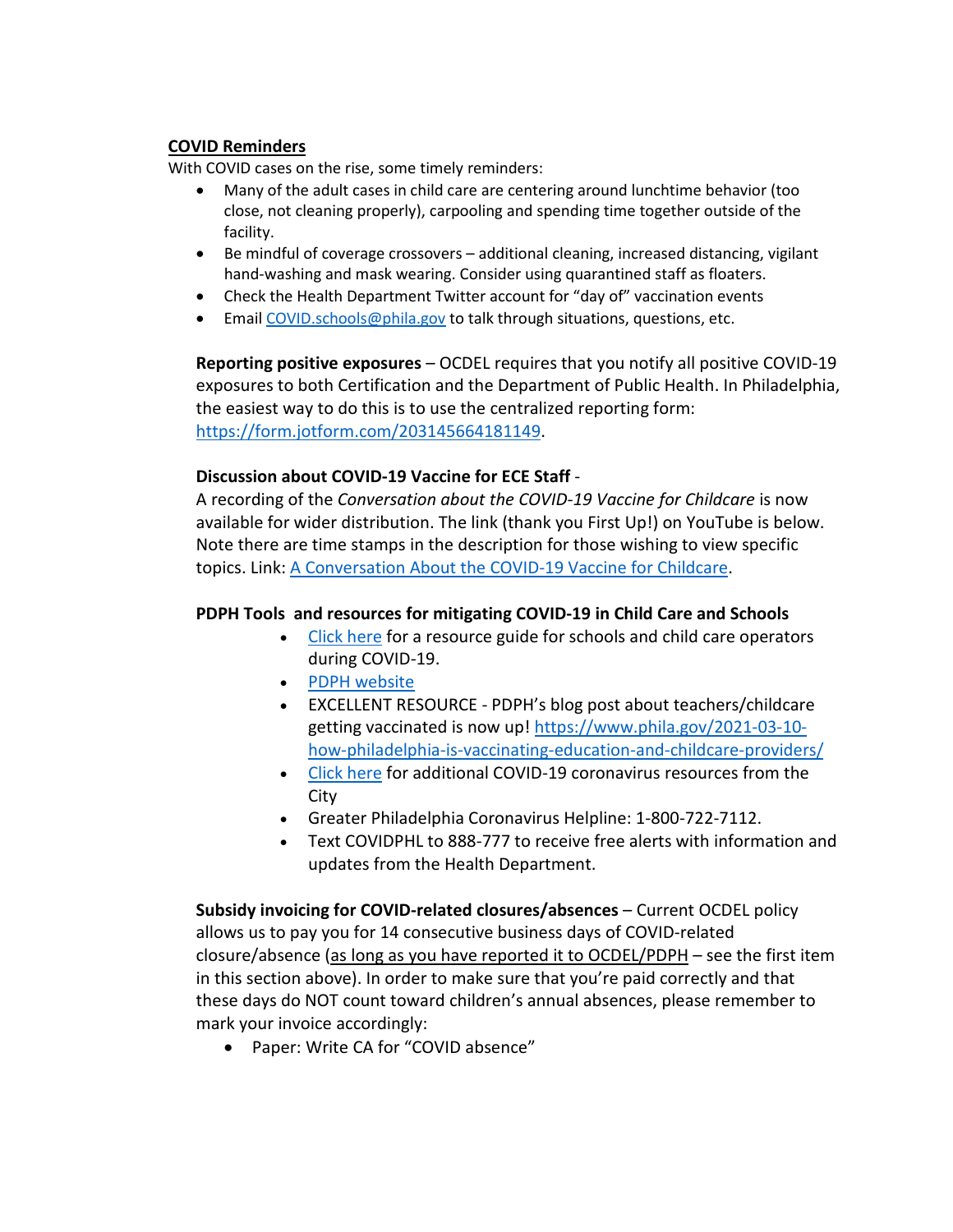## COVID Reminders

With COVID cases on the rise, some timely reminders:

- Many of the adult cases in child care are centering around lunchtime behavior (too close, not cleaning properly), carpooling and spending time together outside of the facility.
- Be mindful of coverage crossovers – additional cleaning, increased distancing, vigilant hand-washing and mask wearing. Consider using quarantined staff as floaters.
- Check the Health Department Twitter account for "day of" vaccination events
- Email [COVID.schools@phila.gov](mailto:COVID.schools@phila.gov) to talk through situations, questions, etc.

**Reporting positive exposures** – OCDEL requires that you notify all positive COVID-19 exposures to both Certification and the Department of Public Health. In Philadelphia, the easiest way to do this is to use the centralized reporting form: [https://form.jotform.com/203145664181149](https://form.jotform.com/203145664181149).

**Discussion about COVID-19 Vaccine for ECE Staff** -

A recording of the *Conversation about the COVID-19 Vaccine for Childcare* is now available for wider distribution. The link (thank you First Up!) on YouTube is below. Note there are time stamps in the description for those wishing to view specific topics. Link: A Conversation About the COVID-19 Vaccine for Childcare.

**PDPH Tools and resources for mitigating COVID-19 in Child Care and Schools**

- Click here for a resource guide for schools and child care operators during COVID-19.
- PDPH website
- EXCELLENT RESOURCE - PDPH's blog post about teachers/childcare getting vaccinated is now up! [https://www.phila.gov/2021-03-10-how-philadelphia-is-vaccinating-education-and-childcare-providers/](https://www.phila.gov/2021-03-10-how-philadelphia-is-vaccinating-education-and-childcare-providers/)
- Click here for additional COVID-19 coronavirus resources from the City
- Greater Philadelphia Coronavirus Helpline: 1-800-722-7112.
- Text COVIDPHL to 888-777 to receive free alerts with information and updates from the Health Department.

**Subsidy invoicing for COVID-related closures/absences** – Current OCDEL policy allows us to pay you for 14 consecutive business days of COVID-related closure/absence (as long as you have reported it to OCDEL/PDPH – see the first item in this section above). In order to make sure that you're paid correctly and that these days do NOT count toward children's annual absences, please remember to mark your invoice accordingly:

- Paper: Write CA for "COVID absence"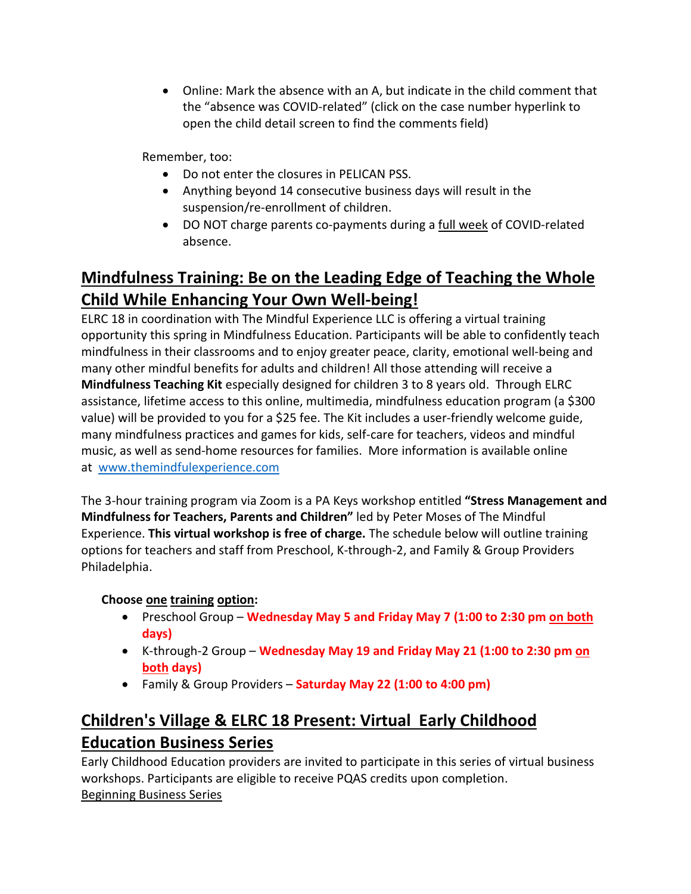- Online: Mark the absence with an A, but indicate in the child comment that the "absence was COVID-related" (click on the case number hyperlink to open the child detail screen to find the comments field)

Remember, too:

- Do not enter the closures in PELICAN PSS.
- Anything beyond 14 consecutive business days will result in the suspension/re-enrollment of children.
- DO NOT charge parents co-payments during a full week of COVID-related absence.

## Mindfulness Training: Be on the Leading Edge of Teaching the Whole Child While Enhancing Your Own Well-being!

ELRC 18 in coordination with The Mindful Experience LLC is offering a virtual training opportunity this spring in Mindfulness Education. Participants will be able to confidently teach mindfulness in their classrooms and to enjoy greater peace, clarity, emotional well-being and many other mindful benefits for adults and children! All those attending will receive a **Mindfulness Teaching Kit** especially designed for children 3 to 8 years old. Through ELRC assistance, lifetime access to this online, multimedia, mindfulness education program (a $300 value) will be provided to you for a $25 fee. The Kit includes a user-friendly welcome guide, many mindfulness practices and games for kids, self-care for teachers, videos and mindful music, as well as send-home resources for families. More information is available online at [www.themindfulexperience.com](www.themindfulexperience.com)

The 3-hour training program via Zoom is a PA Keys workshop entitled **"Stress Management and Mindfulness for Teachers, Parents and Children"** led by Peter Moses of The Mindful Experience. **This virtual workshop is free of charge.** The schedule below will outline training options for teachers and staff from Preschool, K-through-2, and Family & Group Providers Philadelphia.

**Choose one training option:**

- Preschool Group – **Wednesday May 5 and Friday May 7 (1:00 to 2:30 pm on both days)**
- K-through-2 Group – **Wednesday May 19 and Friday May 21 (1:00 to 2:30 pm on both days)**
- Family & Group Providers – **Saturday May 22 (1:00 to 4:00 pm)**

## Children's Village & ELRC 18 Present: Virtual Early Childhood Education Business Series

Early Childhood Education providers are invited to participate in this series of virtual business workshops. Participants are eligible to receive PQAS credits upon completion.

Beginning Business Series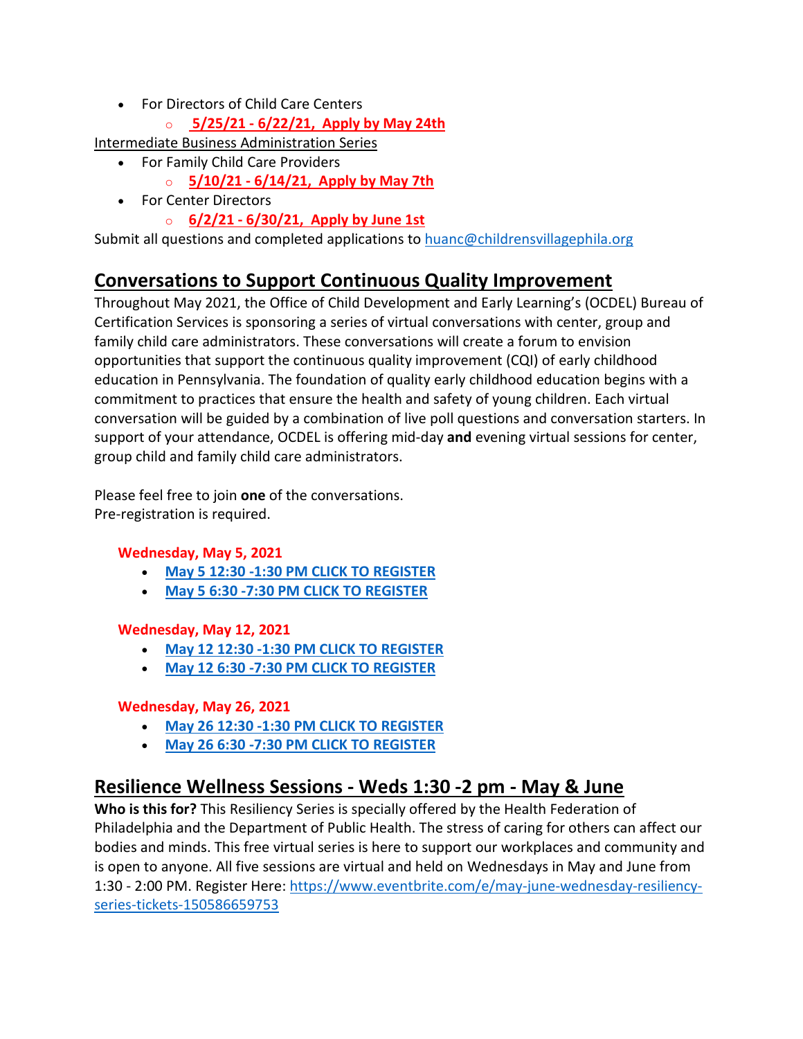- For Directors of Child Care Centers
  - **5/25/21 - 6/22/21, Apply by May 24th**

Intermediate Business Administration Series

- For Family Child Care Providers
  - **5/10/21 - 6/14/21, Apply by May 7th**
- For Center Directors
  - **6/2/21 - 6/30/21, Apply by June 1st**

Submit all questions and completed applications to huanc@childrensvillagephila.org

## Conversations to Support Continuous Quality Improvement

Throughout May 2021, the Office of Child Development and Early Learning's (OCDEL) Bureau of Certification Services is sponsoring a series of virtual conversations with center, group and family child care administrators. These conversations will create a forum to envision opportunities that support the continuous quality improvement (CQI) of early childhood education in Pennsylvania. The foundation of quality early childhood education begins with a commitment to practices that ensure the health and safety of young children. Each virtual conversation will be guided by a combination of live poll questions and conversation starters. In support of your attendance, OCDEL is offering mid-day **and** evening virtual sessions for center, group child and family child care administrators.

Please feel free to join **one** of the conversations.
Pre-registration is required.

**Wednesday, May 5, 2021**

- **May 5 12:30 -1:30 PM CLICK TO REGISTER**
- **May 5 6:30 -7:30 PM CLICK TO REGISTER**

**Wednesday, May 12, 2021**

- **May 12 12:30 -1:30 PM CLICK TO REGISTER**
- **May 12 6:30 -7:30 PM CLICK TO REGISTER**

**Wednesday, May 26, 2021**

- **May 26 12:30 -1:30 PM CLICK TO REGISTER**
- **May 26 6:30 -7:30 PM CLICK TO REGISTER**

## Resilience Wellness Sessions - Weds 1:30 -2 pm - May & June

**Who is this for?** This Resiliency Series is specially offered by the Health Federation of Philadelphia and the Department of Public Health. The stress of caring for others can affect our bodies and minds. This free virtual series is here to support our workplaces and community and is open to anyone. All five sessions are virtual and held on Wednesdays in May and June from 1:30 - 2:00 PM. Register Here: https://www.eventbrite.com/e/may-june-wednesday-resiliency-series-tickets-150586659753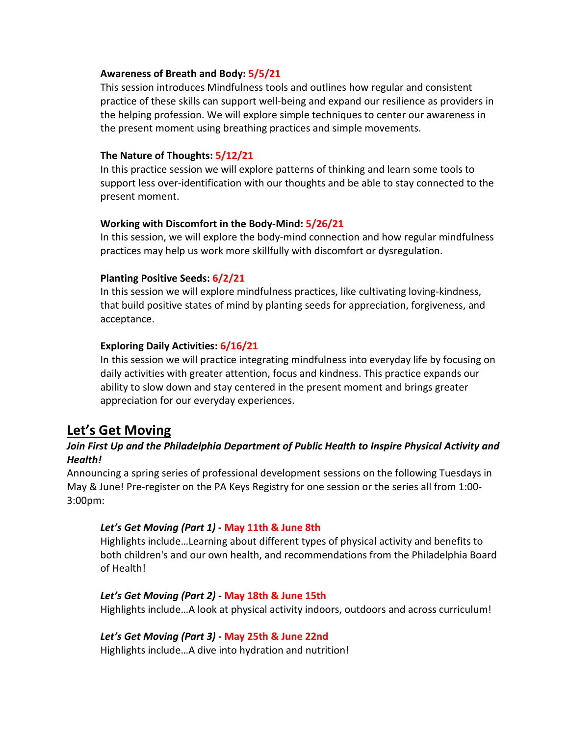**Awareness of Breath and Body: 5/5/21**

This session introduces Mindfulness tools and outlines how regular and consistent practice of these skills can support well-being and expand our resilience as providers in the helping profession. We will explore simple techniques to center our awareness in the present moment using breathing practices and simple movements.

**The Nature of Thoughts: 5/12/21**

In this practice session we will explore patterns of thinking and learn some tools to support less over-identification with our thoughts and be able to stay connected to the present moment.

**Working with Discomfort in the Body-Mind: 5/26/21**

In this session, we will explore the body-mind connection and how regular mindfulness practices may help us work more skillfully with discomfort or dysregulation.

**Planting Positive Seeds: 6/2/21**

In this session we will explore mindfulness practices, like cultivating loving-kindness, that build positive states of mind by planting seeds for appreciation, forgiveness, and acceptance.

**Exploring Daily Activities: 6/16/21**

In this session we will practice integrating mindfulness into everyday life by focusing on daily activities with greater attention, focus and kindness. This practice expands our ability to slow down and stay centered in the present moment and brings greater appreciation for our everyday experiences.

## Let's Get Moving

***Join First Up and the Philadelphia Department of Public Health to Inspire Physical Activity and Health!***

Announcing a spring series of professional development sessions on the following Tuesdays in May & June! Pre-register on the PA Keys Registry for one session or the series all from 1:00-3:00pm:

***Let's Get Moving (Part 1)* - May 11th & June 8th**

Highlights include…Learning about different types of physical activity and benefits to both children's and our own health, and recommendations from the Philadelphia Board of Health!

***Let's Get Moving (Part 2)* - May 18th & June 15th**

Highlights include…A look at physical activity indoors, outdoors and across curriculum!

***Let's Get Moving (Part 3)* - May 25th & June 22nd**

Highlights include…A dive into hydration and nutrition!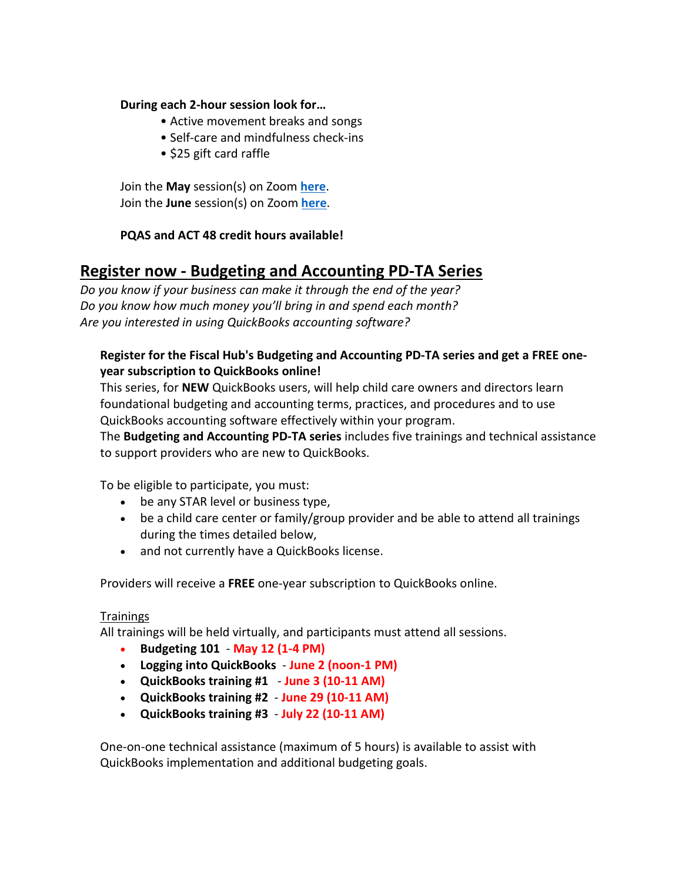**During each 2-hour session look for…**

- Active movement breaks and songs
- Self-care and mindfulness check-ins
- $25 gift card raffle

Join the **May** session(s) on Zoom **here**.
Join the **June** session(s) on Zoom **here**.

**PQAS and ACT 48 credit hours available!**

## Register now - Budgeting and Accounting PD-TA Series

*Do you know if your business can make it through the end of the year?*
*Do you know how much money you'll bring in and spend each month?*
*Are you interested in using QuickBooks accounting software?*

**Register for the Fiscal Hub's Budgeting and Accounting PD-TA series and get a FREE one-year subscription to QuickBooks online!**

This series, for **NEW** QuickBooks users, will help child care owners and directors learn foundational budgeting and accounting terms, practices, and procedures and to use QuickBooks accounting software effectively within your program.

The **Budgeting and Accounting PD-TA series** includes five trainings and technical assistance to support providers who are new to QuickBooks.

To be eligible to participate, you must:

- be any STAR level or business type,
- be a child care center or family/group provider and be able to attend all trainings during the times detailed below,
- and not currently have a QuickBooks license.

Providers will receive a **FREE** one-year subscription to QuickBooks online.

Trainings

All trainings will be held virtually, and participants must attend all sessions.

- **Budgeting 101** - **May 12 (1-4 PM)**
- **Logging into QuickBooks** - **June 2 (noon-1 PM)**
- **QuickBooks training #1** - **June 3 (10-11 AM)**
- **QuickBooks training #2** - **June 29 (10-11 AM)**
- **QuickBooks training #3** - **July 22 (10-11 AM)**

One-on-one technical assistance (maximum of 5 hours) is available to assist with QuickBooks implementation and additional budgeting goals.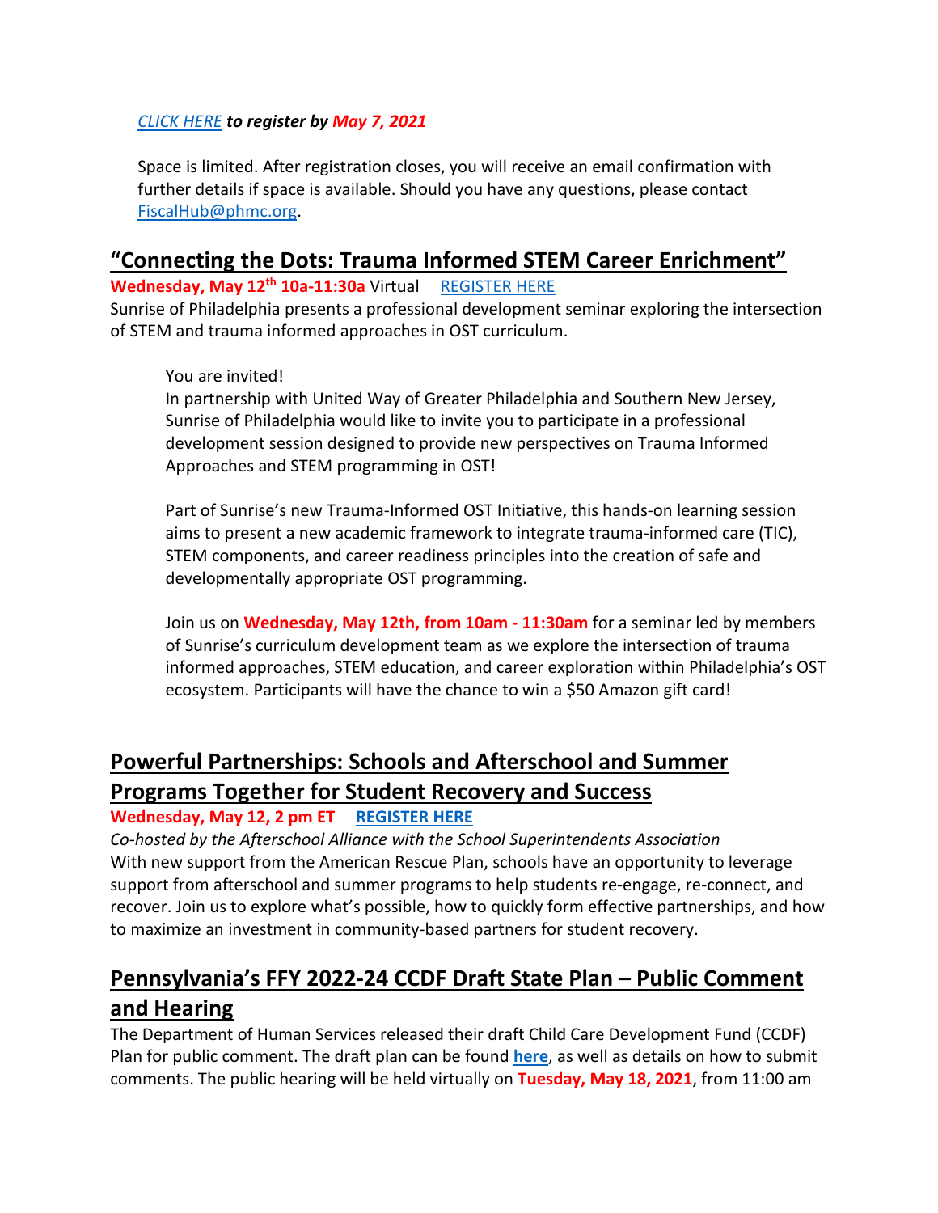*CLICK HERE* ***to register by May 7, 2021***

Space is limited. After registration closes, you will receive an email confirmation with further details if space is available. Should you have any questions, please contact FiscalHub@phmc.org.

## "Connecting the Dots: Trauma Informed STEM Career Enrichment"

**Wednesday, May 12th 10a-11:30a** Virtual REGISTER HERE

Sunrise of Philadelphia presents a professional development seminar exploring the intersection of STEM and trauma informed approaches in OST curriculum.

You are invited!
In partnership with United Way of Greater Philadelphia and Southern New Jersey, Sunrise of Philadelphia would like to invite you to participate in a professional development session designed to provide new perspectives on Trauma Informed Approaches and STEM programming in OST!

Part of Sunrise's new Trauma-Informed OST Initiative, this hands-on learning session aims to present a new academic framework to integrate trauma-informed care (TIC), STEM components, and career readiness principles into the creation of safe and developmentally appropriate OST programming.

Join us on **Wednesday, May 12th, from 10am - 11:30am** for a seminar led by members of Sunrise's curriculum development team as we explore the intersection of trauma informed approaches, STEM education, and career exploration within Philadelphia's OST ecosystem. Participants will have the chance to win a $50 Amazon gift card!

## Powerful Partnerships: Schools and Afterschool and Summer Programs Together for Student Recovery and Success

**Wednesday, May 12, 2 pm ET** **REGISTER HERE**

*Co-hosted by the Afterschool Alliance with the School Superintendents Association*
With new support from the American Rescue Plan, schools have an opportunity to leverage support from afterschool and summer programs to help students re-engage, re-connect, and recover. Join us to explore what's possible, how to quickly form effective partnerships, and how to maximize an investment in community-based partners for student recovery.

## Pennsylvania's FFY 2022-24 CCDF Draft State Plan – Public Comment and Hearing

The Department of Human Services released their draft Child Care Development Fund (CCDF) Plan for public comment. The draft plan can be found **here**, as well as details on how to submit comments. The public hearing will be held virtually on **Tuesday, May 18, 2021**, from 11:00 am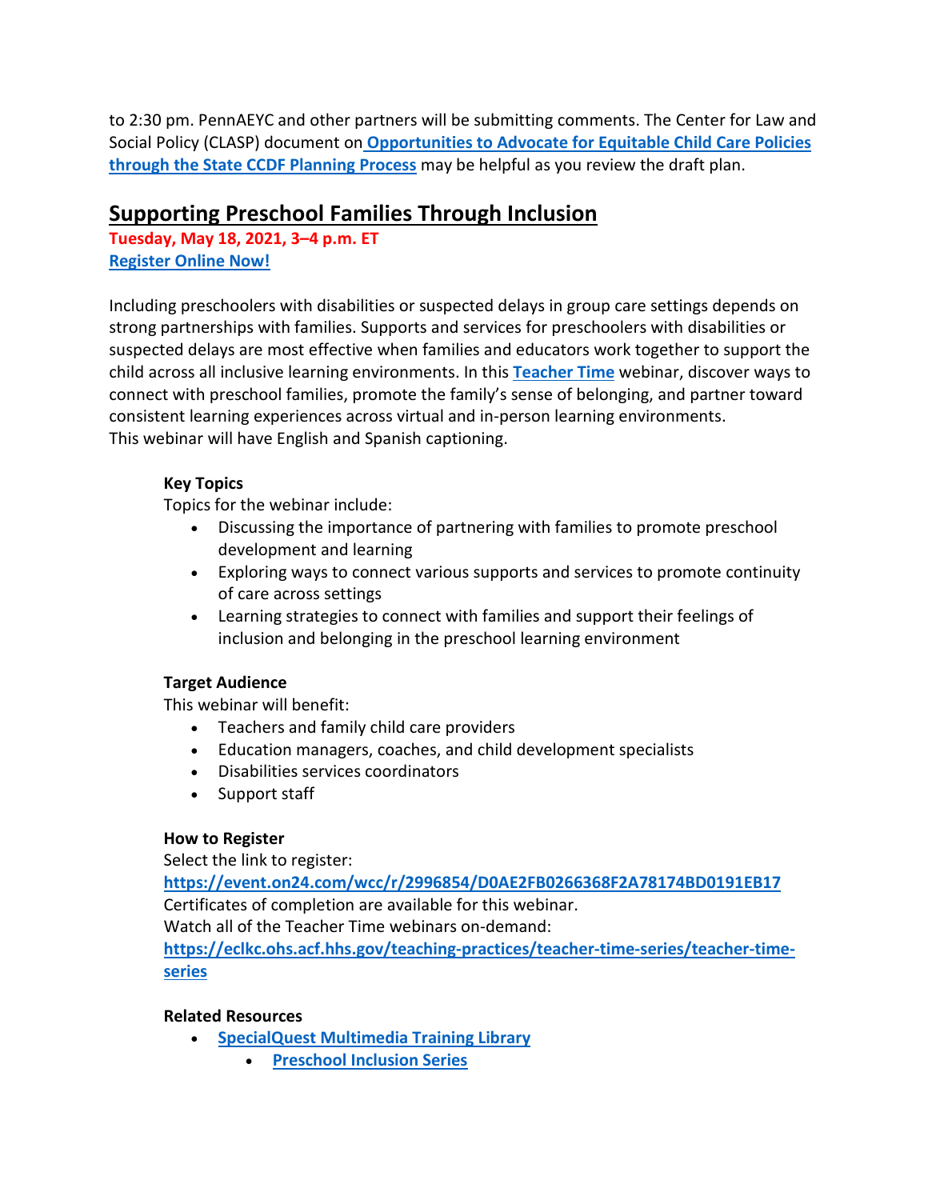to 2:30 pm. PennAEYC and other partners will be submitting comments. The Center for Law and Social Policy (CLASP) document on **Opportunities to Advocate for Equitable Child Care Policies through the State CCDF Planning Process** may be helpful as you review the draft plan.

## Supporting Preschool Families Through Inclusion

**Tuesday, May 18, 2021, 3–4 p.m. ET**
**Register Online Now!**

Including preschoolers with disabilities or suspected delays in group care settings depends on strong partnerships with families. Supports and services for preschoolers with disabilities or suspected delays are most effective when families and educators work together to support the child across all inclusive learning environments. In this **Teacher Time** webinar, discover ways to connect with preschool families, promote the family's sense of belonging, and partner toward consistent learning experiences across virtual and in-person learning environments.
This webinar will have English and Spanish captioning.

**Key Topics**
Topics for the webinar include:

- Discussing the importance of partnering with families to promote preschool development and learning
- Exploring ways to connect various supports and services to promote continuity of care across settings
- Learning strategies to connect with families and support their feelings of inclusion and belonging in the preschool learning environment

**Target Audience**
This webinar will benefit:

- Teachers and family child care providers
- Education managers, coaches, and child development specialists
- Disabilities services coordinators
- Support staff

**How to Register**
Select the link to register:
**https://event.on24.com/wcc/r/2996854/D0AE2FB0266368F2A78174BD0191EB17**
Certificates of completion are available for this webinar.
Watch all of the Teacher Time webinars on-demand:
**https://eclkc.ohs.acf.hhs.gov/teaching-practices/teacher-time-series/teacher-time-series**

**Related Resources**

- **SpecialQuest Multimedia Training Library**
    - **Preschool Inclusion Series**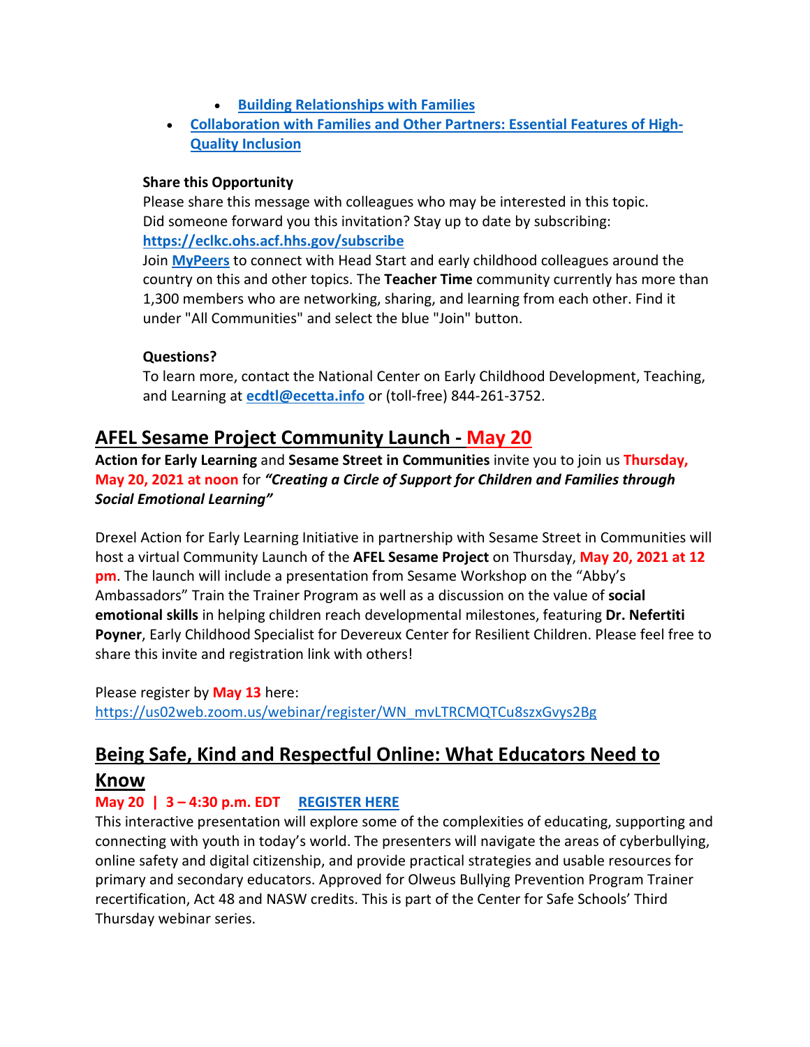- **Building Relationships with Families**
- **Collaboration with Families and Other Partners: Essential Features of High-Quality Inclusion**

**Share this Opportunity**

Please share this message with colleagues who may be interested in this topic.
Did someone forward you this invitation? Stay up to date by subscribing:
**https://eclkc.ohs.acf.hhs.gov/subscribe**

Join **MyPeers** to connect with Head Start and early childhood colleagues around the country on this and other topics. The **Teacher Time** community currently has more than 1,300 members who are networking, sharing, and learning from each other. Find it under "All Communities" and select the blue "Join" button.

**Questions?**

To learn more, contact the National Center on Early Childhood Development, Teaching, and Learning at **ecdtl@ecetta.info** or (toll-free) 844-261-3752.

## AFEL Sesame Project Community Launch - May 20

**Action for Early Learning** and **Sesame Street in Communities** invite you to join us **Thursday, May 20, 2021 at noon** for ***"Creating a Circle of Support for Children and Families through Social Emotional Learning"***

Drexel Action for Early Learning Initiative in partnership with Sesame Street in Communities will host a virtual Community Launch of the **AFEL Sesame Project** on Thursday, **May 20, 2021 at 12 pm**. The launch will include a presentation from Sesame Workshop on the "Abby's Ambassadors" Train the Trainer Program as well as a discussion on the value of **social emotional skills** in helping children reach developmental milestones, featuring **Dr. Nefertiti Poyner**, Early Childhood Specialist for Devereux Center for Resilient Children. Please feel free to share this invite and registration link with others!

Please register by **May 13** here:
https://us02web.zoom.us/webinar/register/WN_mvLTRCMQTCu8szxGvys2Bg

## Being Safe, Kind and Respectful Online: What Educators Need to Know

**May 20 | 3 – 4:30 p.m. EDT** **REGISTER HERE**

This interactive presentation will explore some of the complexities of educating, supporting and connecting with youth in today's world. The presenters will navigate the areas of cyberbullying, online safety and digital citizenship, and provide practical strategies and usable resources for primary and secondary educators. Approved for Olweus Bullying Prevention Program Trainer recertification, Act 48 and NASW credits. This is part of the Center for Safe Schools' Third Thursday webinar series.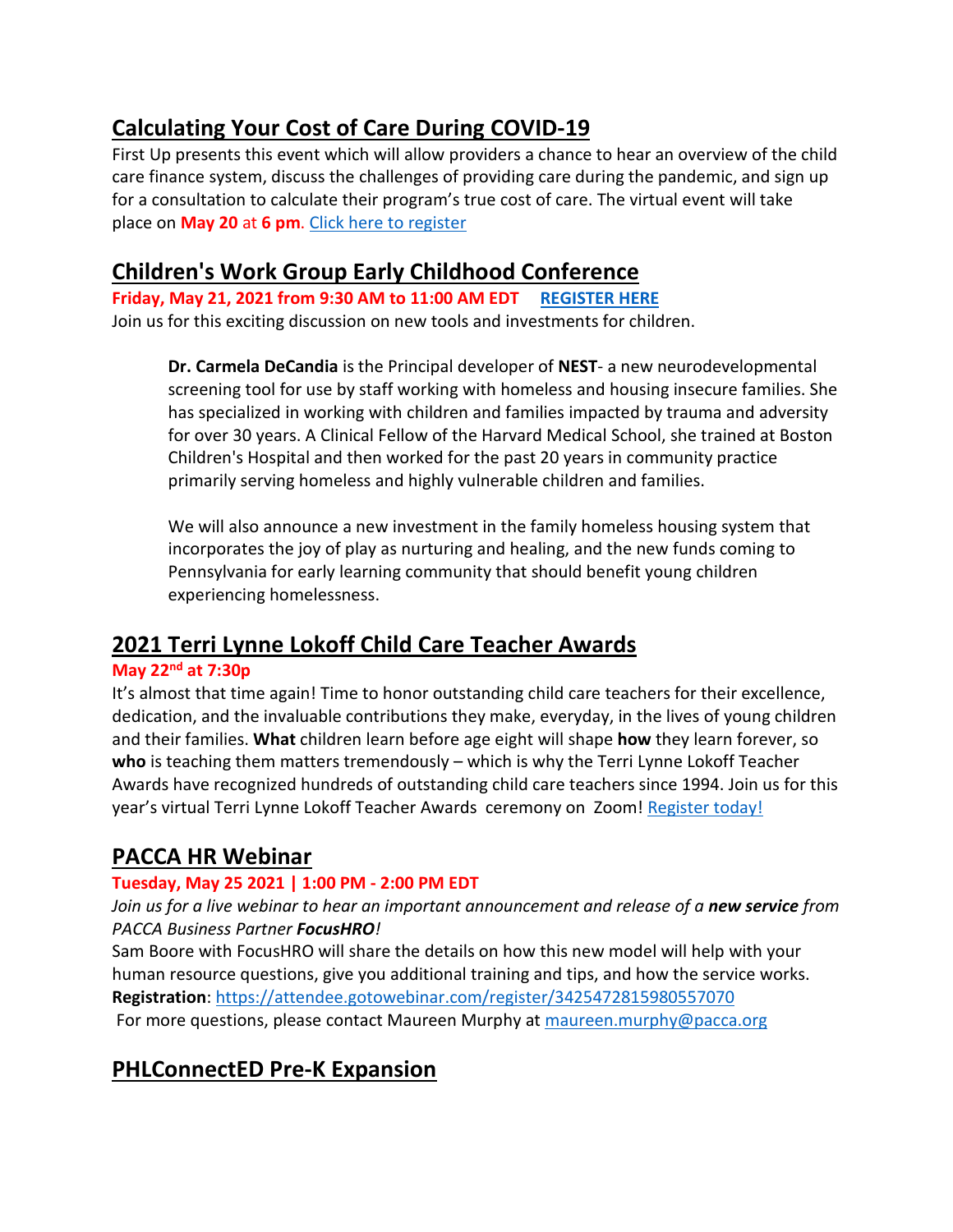## Calculating Your Cost of Care During COVID-19

First Up presents this event which will allow providers a chance to hear an overview of the child care finance system, discuss the challenges of providing care during the pandemic, and sign up for a consultation to calculate their program's true cost of care. The virtual event will take place on **May 20** at **6 pm**. Click here to register

## Children's Work Group Early Childhood Conference

**Friday, May 21, 2021 from 9:30 AM to 11:00 AM EDT** **REGISTER HERE**

Join us for this exciting discussion on new tools and investments for children.

> **Dr. Carmela DeCandia** is the Principal developer of **NEST**- a new neurodevelopmental screening tool for use by staff working with homeless and housing insecure families. She has specialized in working with children and families impacted by trauma and adversity for over 30 years. A Clinical Fellow of the Harvard Medical School, she trained at Boston Children's Hospital and then worked for the past 20 years in community practice primarily serving homeless and highly vulnerable children and families.
>
> We will also announce a new investment in the family homeless housing system that incorporates the joy of play as nurturing and healing, and the new funds coming to Pennsylvania for early learning community that should benefit young children experiencing homelessness.

## 2021 Terri Lynne Lokoff Child Care Teacher Awards

**May 22nd at 7:30p**

It's almost that time again! Time to honor outstanding child care teachers for their excellence, dedication, and the invaluable contributions they make, everyday, in the lives of young children and their families. **What** children learn before age eight will shape **how** they learn forever, so **who** is teaching them matters tremendously – which is why the Terri Lynne Lokoff Teacher Awards have recognized hundreds of outstanding child care teachers since 1994. Join us for this year's virtual Terri Lynne Lokoff Teacher Awards ceremony on Zoom! Register today!

## PACCA HR Webinar

**Tuesday, May 25 2021 | 1:00 PM - 2:00 PM EDT**

*Join us for a live webinar to hear an important announcement and release of a **new service** from PACCA Business Partner **FocusHRO**!*

Sam Boore with FocusHRO will share the details on how this new model will help with your human resource questions, give you additional training and tips, and how the service works.

**Registration**: https://attendee.gotowebinar.com/register/3425472815980557070

For more questions, please contact Maureen Murphy at maureen.murphy@pacca.org

## PHLConnectED Pre-K Expansion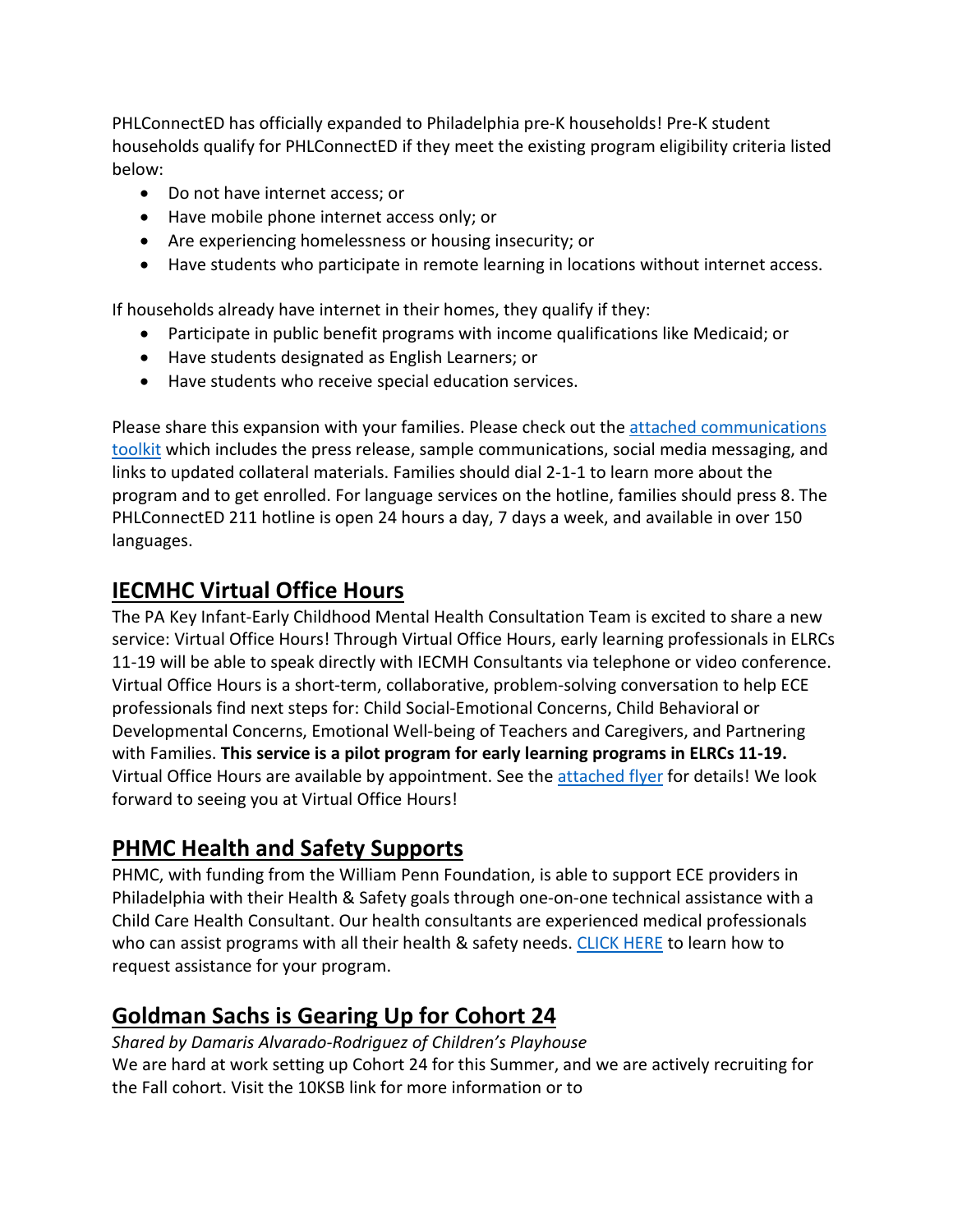PHLConnectED has officially expanded to Philadelphia pre-K households! Pre-K student households qualify for PHLConnectED if they meet the existing program eligibility criteria listed below:

- Do not have internet access; or
- Have mobile phone internet access only; or
- Are experiencing homelessness or housing insecurity; or
- Have students who participate in remote learning in locations without internet access.

If households already have internet in their homes, they qualify if they:

- Participate in public benefit programs with income qualifications like Medicaid; or
- Have students designated as English Learners; or
- Have students who receive special education services.

Please share this expansion with your families. Please check out the [attached communications toolkit] which includes the press release, sample communications, social media messaging, and links to updated collateral materials. Families should dial 2-1-1 to learn more about the program and to get enrolled. For language services on the hotline, families should press 8. The PHLConnectED 211 hotline is open 24 hours a day, 7 days a week, and available in over 150 languages.

## IECMHC Virtual Office Hours

The PA Key Infant-Early Childhood Mental Health Consultation Team is excited to share a new service: Virtual Office Hours! Through Virtual Office Hours, early learning professionals in ELRCs 11-19 will be able to speak directly with IECMH Consultants via telephone or video conference. Virtual Office Hours is a short-term, collaborative, problem-solving conversation to help ECE professionals find next steps for: Child Social-Emotional Concerns, Child Behavioral or Developmental Concerns, Emotional Well-being of Teachers and Caregivers, and Partnering with Families. **This service is a pilot program for early learning programs in ELRCs 11-19.** Virtual Office Hours are available by appointment. See the [attached flyer] for details! We look forward to seeing you at Virtual Office Hours!

## PHMC Health and Safety Supports

PHMC, with funding from the William Penn Foundation, is able to support ECE providers in Philadelphia with their Health & Safety goals through one-on-one technical assistance with a Child Care Health Consultant. Our health consultants are experienced medical professionals who can assist programs with all their health & safety needs. [CLICK HERE] to learn how to request assistance for your program.

## Goldman Sachs is Gearing Up for Cohort 24

*Shared by Damaris Alvarado-Rodriguez of Children's Playhouse*

We are hard at work setting up Cohort 24 for this Summer, and we are actively recruiting for the Fall cohort. Visit the 10KSB link for more information or to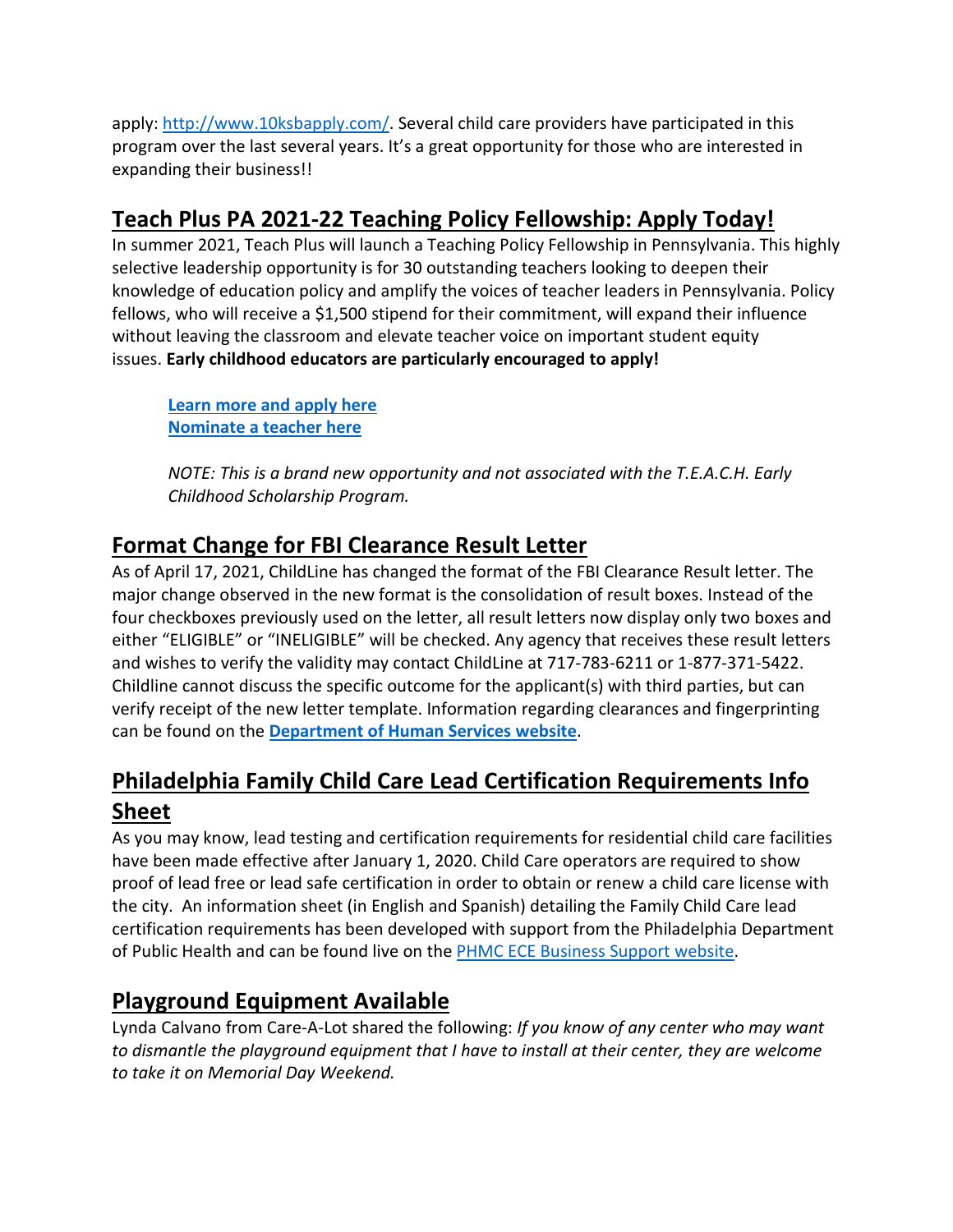apply: [http://www.10ksbapply.com/](http://www.10ksbapply.com/). Several child care providers have participated in this program over the last several years. It's a great opportunity for those who are interested in expanding their business!!

## Teach Plus PA 2021-22 Teaching Policy Fellowship: Apply Today!

In summer 2021, Teach Plus will launch a Teaching Policy Fellowship in Pennsylvania. This highly selective leadership opportunity is for 30 outstanding teachers looking to deepen their knowledge of education policy and amplify the voices of teacher leaders in Pennsylvania. Policy fellows, who will receive a $1,500 stipend for their commitment, will expand their influence without leaving the classroom and elevate teacher voice on important student equity issues. **Early childhood educators are particularly encouraged to apply!**

> **Learn more and apply here**
> **Nominate a teacher here**
>
> *NOTE: This is a brand new opportunity and not associated with the T.E.A.C.H. Early Childhood Scholarship Program.*

## Format Change for FBI Clearance Result Letter

As of April 17, 2021, ChildLine has changed the format of the FBI Clearance Result letter. The major change observed in the new format is the consolidation of result boxes. Instead of the four checkboxes previously used on the letter, all result letters now display only two boxes and either "ELIGIBLE" or "INELIGIBLE" will be checked. Any agency that receives these result letters and wishes to verify the validity may contact ChildLine at 717-783-6211 or 1-877-371-5422. Childline cannot discuss the specific outcome for the applicant(s) with third parties, but can verify receipt of the new letter template. Information regarding clearances and fingerprinting can be found on the **Department of Human Services website**.

## Philadelphia Family Child Care Lead Certification Requirements Info Sheet

As you may know, lead testing and certification requirements for residential child care facilities have been made effective after January 1, 2020. Child Care operators are required to show proof of lead free or lead safe certification in order to obtain or renew a child care license with the city. An information sheet (in English and Spanish) detailing the Family Child Care lead certification requirements has been developed with support from the Philadelphia Department of Public Health and can be found live on the PHMC ECE Business Support website.

## Playground Equipment Available

Lynda Calvano from Care-A-Lot shared the following: *If you know of any center who may want to dismantle the playground equipment that I have to install at their center, they are welcome to take it on Memorial Day Weekend.*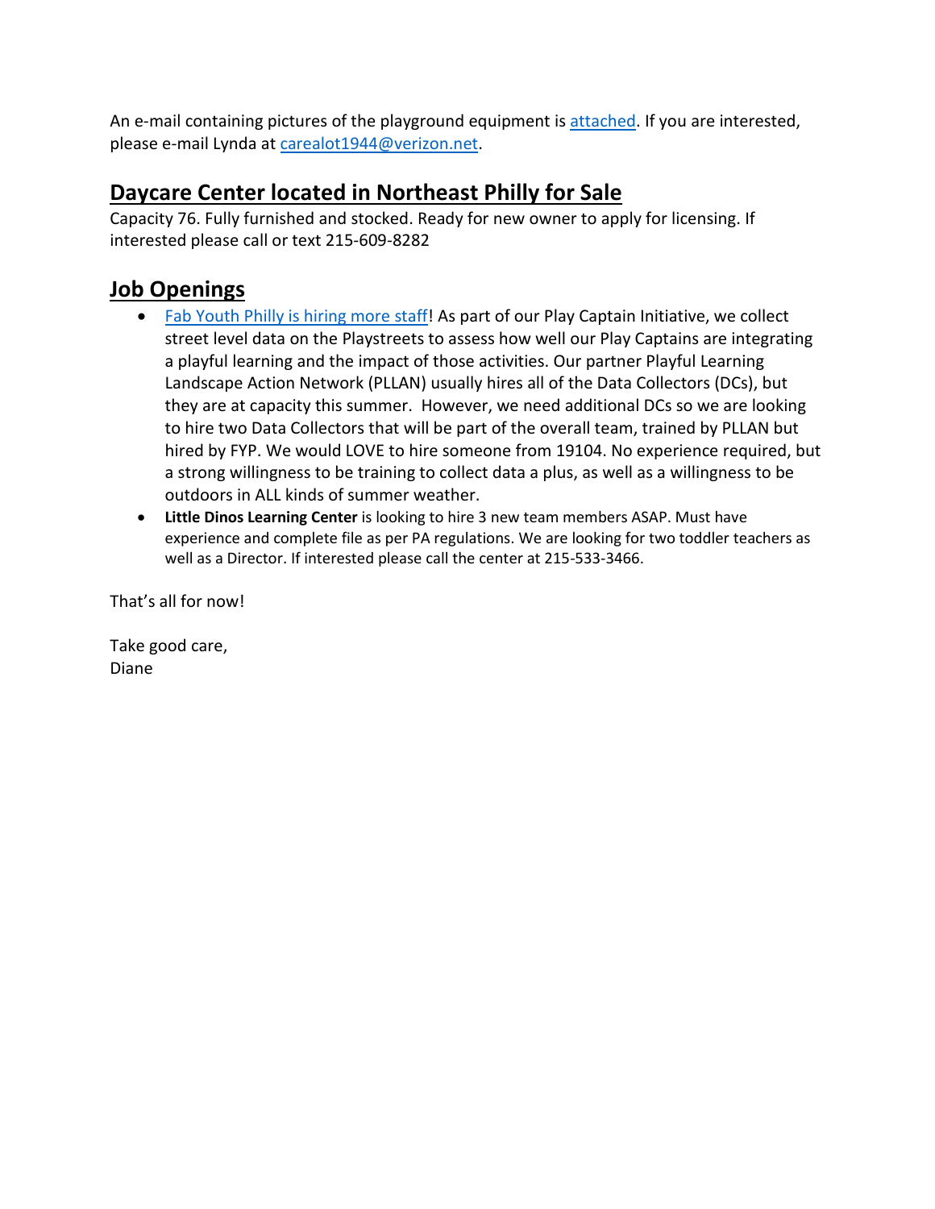An e-mail containing pictures of the playground equipment is [attached](). If you are interested, please e-mail Lynda at [carealot1944@verizon.net](mailto:carealot1944@verizon.net).

## Daycare Center located in Northeast Philly for Sale

Capacity 76. Fully furnished and stocked. Ready for new owner to apply for licensing. If interested please call or text 215-609-8282

## Job Openings

- [Fab Youth Philly is hiring more staff]()! As part of our Play Captain Initiative, we collect street level data on the Playstreets to assess how well our Play Captains are integrating a playful learning and the impact of those activities. Our partner Playful Learning Landscape Action Network (PLLAN) usually hires all of the Data Collectors (DCs), but they are at capacity this summer. However, we need additional DCs so we are looking to hire two Data Collectors that will be part of the overall team, trained by PLLAN but hired by FYP. We would LOVE to hire someone from 19104. No experience required, but a strong willingness to be training to collect data a plus, as well as a willingness to be outdoors in ALL kinds of summer weather.
- **Little Dinos Learning Center** is looking to hire 3 new team members ASAP. Must have experience and complete file as per PA regulations. We are looking for two toddler teachers as well as a Director. If interested please call the center at 215-533-3466.

That's all for now!

Take good care,
Diane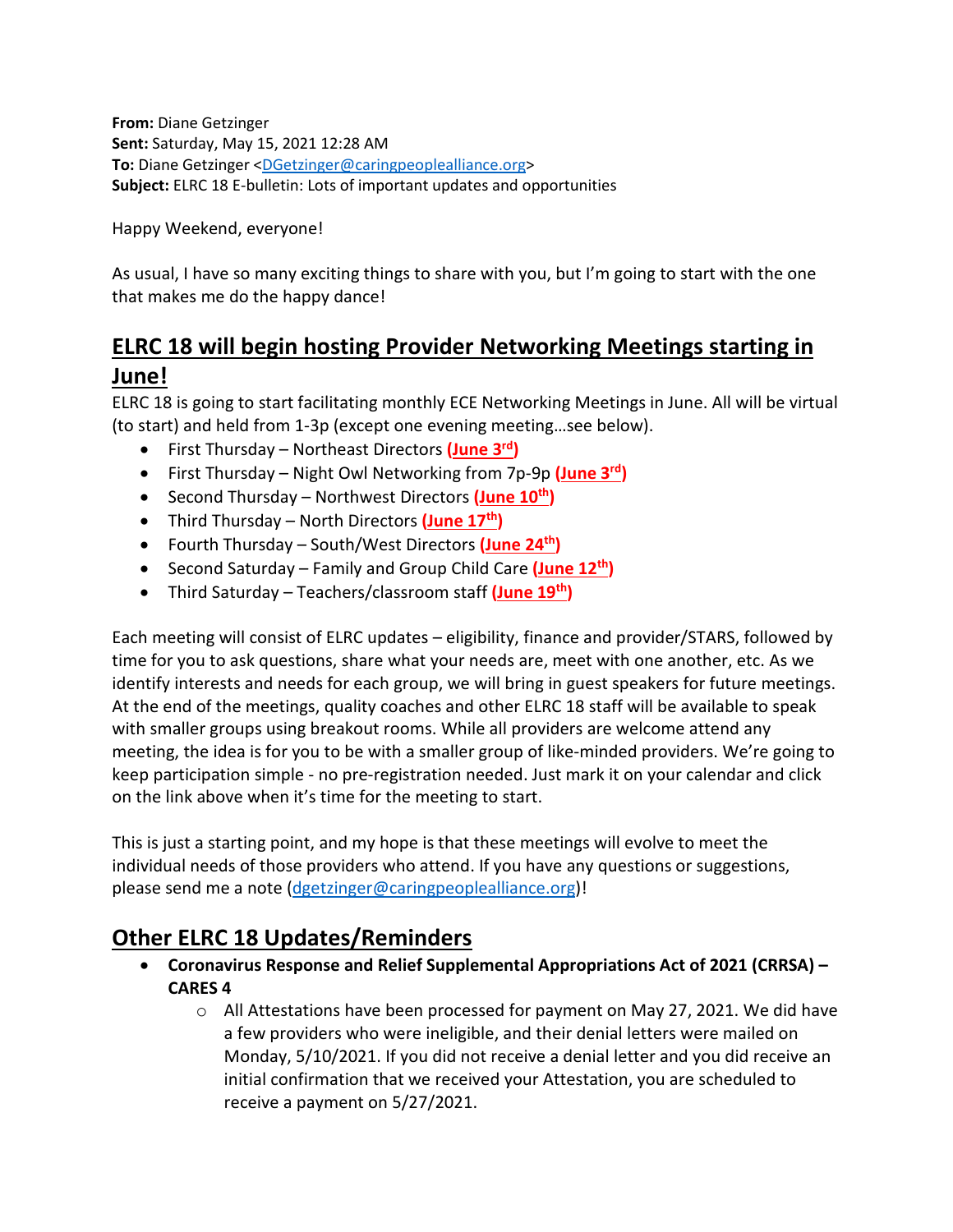**From:** Diane Getzinger
**Sent:** Saturday, May 15, 2021 12:28 AM
**To:** Diane Getzinger <DGetzinger@caringpeoplealliance.org>
**Subject:** ELRC 18 E-bulletin: Lots of important updates and opportunities

Happy Weekend, everyone!

As usual, I have so many exciting things to share with you, but I'm going to start with the one that makes me do the happy dance!

## ELRC 18 will begin hosting Provider Networking Meetings starting in June!

ELRC 18 is going to start facilitating monthly ECE Networking Meetings in June. All will be virtual (to start) and held from 1-3p (except one evening meeting…see below).

- First Thursday – Northeast Directors **(June 3rd)**
- First Thursday – Night Owl Networking from 7p-9p **(June 3rd)**
- Second Thursday – Northwest Directors **(June 10th)**
- Third Thursday – North Directors **(June 17th)**
- Fourth Thursday – South/West Directors **(June 24th)**
- Second Saturday – Family and Group Child Care **(June 12th)**
- Third Saturday – Teachers/classroom staff **(June 19th)**

Each meeting will consist of ELRC updates – eligibility, finance and provider/STARS, followed by time for you to ask questions, share what your needs are, meet with one another, etc. As we identify interests and needs for each group, we will bring in guest speakers for future meetings. At the end of the meetings, quality coaches and other ELRC 18 staff will be available to speak with smaller groups using breakout rooms. While all providers are welcome attend any meeting, the idea is for you to be with a smaller group of like-minded providers. We're going to keep participation simple - no pre-registration needed. Just mark it on your calendar and click on the link above when it's time for the meeting to start.

This is just a starting point, and my hope is that these meetings will evolve to meet the individual needs of those providers who attend. If you have any questions or suggestions, please send me a note (dgetzinger@caringpeoplealliance.org)!

## Other ELRC 18 Updates/Reminders

- **Coronavirus Response and Relief Supplemental Appropriations Act of 2021 (CRRSA) – CARES 4**
  - All Attestations have been processed for payment on May 27, 2021. We did have a few providers who were ineligible, and their denial letters were mailed on Monday, 5/10/2021. If you did not receive a denial letter and you did receive an initial confirmation that we received your Attestation, you are scheduled to receive a payment on 5/27/2021.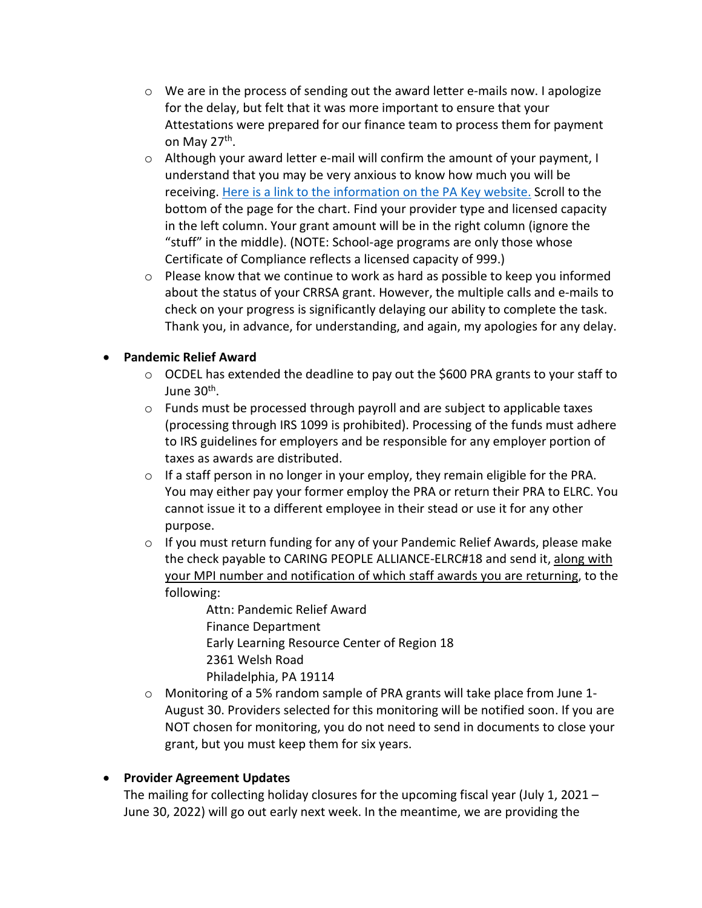- We are in the process of sending out the award letter e-mails now. I apologize for the delay, but felt that it was more important to ensure that your Attestations were prepared for our finance team to process them for payment on May 27th.
- Although your award letter e-mail will confirm the amount of your payment, I understand that you may be very anxious to know how much you will be receiving. [Here is a link to the information on the PA Key website.] Scroll to the bottom of the page for the chart. Find your provider type and licensed capacity in the left column. Your grant amount will be in the right column (ignore the "stuff" in the middle). (NOTE: School-age programs are only those whose Certificate of Compliance reflects a licensed capacity of 999.)
- Please know that we continue to work as hard as possible to keep you informed about the status of your CRRSA grant. However, the multiple calls and e-mails to check on your progress is significantly delaying our ability to complete the task. Thank you, in advance, for understanding, and again, my apologies for any delay.

- **Pandemic Relief Award**
  - OCDEL has extended the deadline to pay out the $600 PRA grants to your staff to June 30th.
  - Funds must be processed through payroll and are subject to applicable taxes (processing through IRS 1099 is prohibited). Processing of the funds must adhere to IRS guidelines for employers and be responsible for any employer portion of taxes as awards are distributed.
  - If a staff person in no longer in your employ, they remain eligible for the PRA. You may either pay your former employ the PRA or return their PRA to ELRC. You cannot issue it to a different employee in their stead or use it for any other purpose.
  - If you must return funding for any of your Pandemic Relief Awards, please make the check payable to CARING PEOPLE ALLIANCE-ELRC#18 and send it, along with your MPI number and notification of which staff awards you are returning, to the following:

    Attn: Pandemic Relief Award
    Finance Department
    Early Learning Resource Center of Region 18
    2361 Welsh Road
    Philadelphia, PA 19114
  - Monitoring of a 5% random sample of PRA grants will take place from June 1-August 30. Providers selected for this monitoring will be notified soon. If you are NOT chosen for monitoring, you do not need to send in documents to close your grant, but you must keep them for six years.

- **Provider Agreement Updates**

  The mailing for collecting holiday closures for the upcoming fiscal year (July 1, 2021 – June 30, 2022) will go out early next week. In the meantime, we are providing the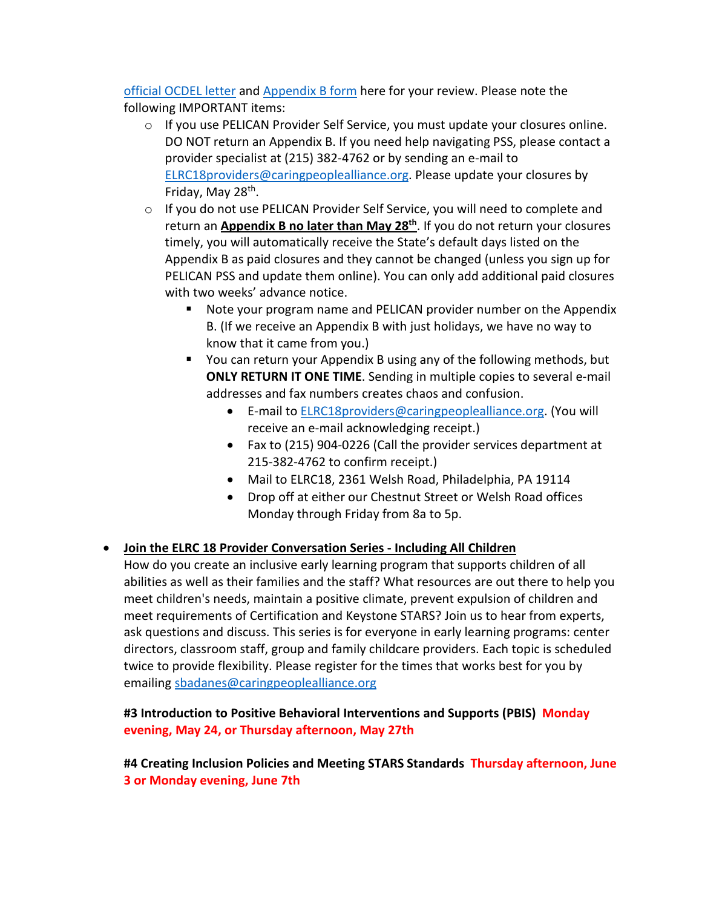official OCDEL letter and Appendix B form here for your review. Please note the following IMPORTANT items:

- If you use PELICAN Provider Self Service, you must update your closures online. DO NOT return an Appendix B. If you need help navigating PSS, please contact a provider specialist at (215) 382-4762 or by sending an e-mail to ELRC18providers@caringpeoplealliance.org. Please update your closures by Friday, May 28th.
- If you do not use PELICAN Provider Self Service, you will need to complete and return an **Appendix B no later than May 28th**. If you do not return your closures timely, you will automatically receive the State's default days listed on the Appendix B as paid closures and they cannot be changed (unless you sign up for PELICAN PSS and update them online). You can only add additional paid closures with two weeks' advance notice.
  - Note your program name and PELICAN provider number on the Appendix B. (If we receive an Appendix B with just holidays, we have no way to know that it came from you.)
  - You can return your Appendix B using any of the following methods, but **ONLY RETURN IT ONE TIME**. Sending in multiple copies to several e-mail addresses and fax numbers creates chaos and confusion.
    - E-mail to ELRC18providers@caringpeoplealliance.org. (You will receive an e-mail acknowledging receipt.)
    - Fax to (215) 904-0226 (Call the provider services department at 215-382-4762 to confirm receipt.)
    - Mail to ELRC18, 2361 Welsh Road, Philadelphia, PA 19114
    - Drop off at either our Chestnut Street or Welsh Road offices Monday through Friday from 8a to 5p.

- **Join the ELRC 18 Provider Conversation Series - Including All Children**

  How do you create an inclusive early learning program that supports children of all abilities as well as their families and the staff? What resources are out there to help you meet children's needs, maintain a positive climate, prevent expulsion of children and meet requirements of Certification and Keystone STARS? Join us to hear from experts, ask questions and discuss. This series is for everyone in early learning programs: center directors, classroom staff, group and family childcare providers. Each topic is scheduled twice to provide flexibility. Please register for the times that works best for you by emailing sbadanes@caringpeoplealliance.org

  **#3 Introduction to Positive Behavioral Interventions and Supports (PBIS) Monday evening, May 24, or Thursday afternoon, May 27th**

  **#4 Creating Inclusion Policies and Meeting STARS Standards Thursday afternoon, June 3 or Monday evening, June 7th**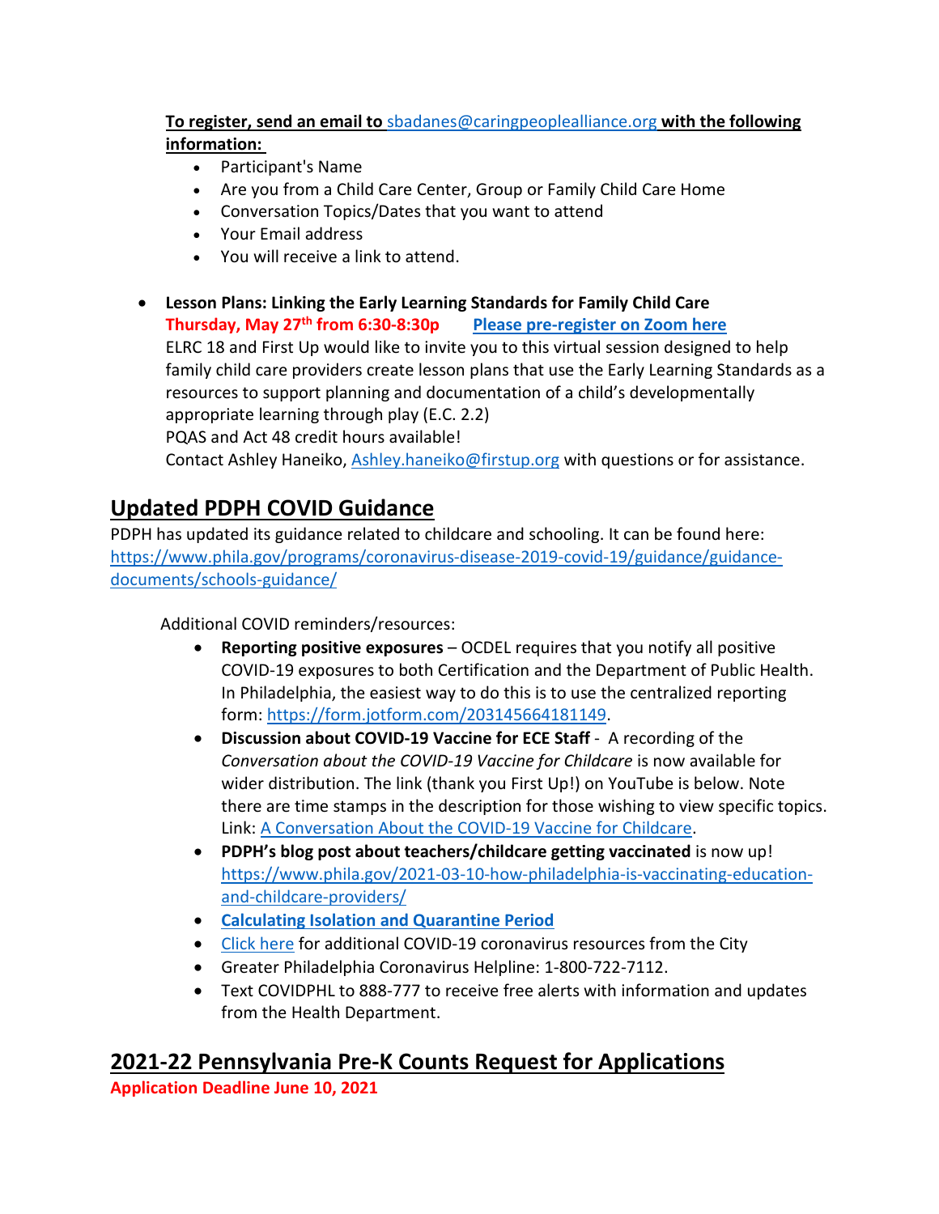**To register, send an email to sbadanes@caringpeoplealliance.org with the following information:**

- Participant's Name
- Are you from a Child Care Center, Group or Family Child Care Home
- Conversation Topics/Dates that you want to attend
- Your Email address
- You will receive a link to attend.

- **Lesson Plans: Linking the Early Learning Standards for Family Child Care**
  **Thursday, May 27th from 6:30-8:30p** **Please pre-register on Zoom here**
  ELRC 18 and First Up would like to invite you to this virtual session designed to help family child care providers create lesson plans that use the Early Learning Standards as a resources to support planning and documentation of a child's developmentally appropriate learning through play (E.C. 2.2)
  PQAS and Act 48 credit hours available!
  Contact Ashley Haneiko, Ashley.haneiko@firstup.org with questions or for assistance.

## Updated PDPH COVID Guidance

PDPH has updated its guidance related to childcare and schooling. It can be found here: https://www.phila.gov/programs/coronavirus-disease-2019-covid-19/guidance/guidance-documents/schools-guidance/

Additional COVID reminders/resources:

- **Reporting positive exposures** – OCDEL requires that you notify all positive COVID-19 exposures to both Certification and the Department of Public Health. In Philadelphia, the easiest way to do this is to use the centralized reporting form: https://form.jotform.com/203145664181149.
- **Discussion about COVID-19 Vaccine for ECE Staff** - A recording of the *Conversation about the COVID-19 Vaccine for Childcare* is now available for wider distribution. The link (thank you First Up!) on YouTube is below. Note there are time stamps in the description for those wishing to view specific topics. Link: A Conversation About the COVID-19 Vaccine for Childcare.
- **PDPH's blog post about teachers/childcare getting vaccinated** is now up! https://www.phila.gov/2021-03-10-how-philadelphia-is-vaccinating-education-and-childcare-providers/
- **Calculating Isolation and Quarantine Period**
- Click here for additional COVID-19 coronavirus resources from the City
- Greater Philadelphia Coronavirus Helpline: 1-800-722-7112.
- Text COVIDPHL to 888-777 to receive free alerts with information and updates from the Health Department.

## 2021-22 Pennsylvania Pre-K Counts Request for Applications

**Application Deadline June 10, 2021**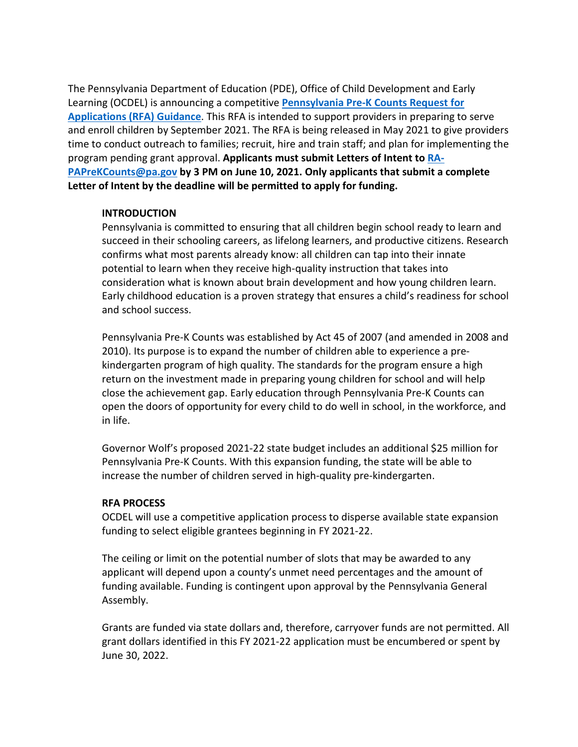The Pennsylvania Department of Education (PDE), Office of Child Development and Early Learning (OCDEL) is announcing a competitive **[Pennsylvania Pre-K Counts Request for Applications (RFA) Guidance](#)**. This RFA is intended to support providers in preparing to serve and enroll children by September 2021. The RFA is being released in May 2021 to give providers time to conduct outreach to families; recruit, hire and train staff; and plan for implementing the program pending grant approval. **Applicants must submit Letters of Intent to [RA-PAPreKCounts@pa.gov](mailto:RA-PAPreKCounts@pa.gov) by 3 PM on June 10, 2021. Only applicants that submit a complete Letter of Intent by the deadline will be permitted to apply for funding.**

## INTRODUCTION

Pennsylvania is committed to ensuring that all children begin school ready to learn and succeed in their schooling careers, as lifelong learners, and productive citizens. Research confirms what most parents already know: all children can tap into their innate potential to learn when they receive high-quality instruction that takes into consideration what is known about brain development and how young children learn. Early childhood education is a proven strategy that ensures a child's readiness for school and school success.

Pennsylvania Pre-K Counts was established by Act 45 of 2007 (and amended in 2008 and 2010). Its purpose is to expand the number of children able to experience a pre-kindergarten program of high quality. The standards for the program ensure a high return on the investment made in preparing young children for school and will help close the achievement gap. Early education through Pennsylvania Pre-K Counts can open the doors of opportunity for every child to do well in school, in the workforce, and in life.

Governor Wolf's proposed 2021-22 state budget includes an additional $25 million for Pennsylvania Pre-K Counts. With this expansion funding, the state will be able to increase the number of children served in high-quality pre-kindergarten.

## RFA PROCESS

OCDEL will use a competitive application process to disperse available state expansion funding to select eligible grantees beginning in FY 2021-22.

The ceiling or limit on the potential number of slots that may be awarded to any applicant will depend upon a county's unmet need percentages and the amount of funding available. Funding is contingent upon approval by the Pennsylvania General Assembly.

Grants are funded via state dollars and, therefore, carryover funds are not permitted. All grant dollars identified in this FY 2021-22 application must be encumbered or spent by June 30, 2022.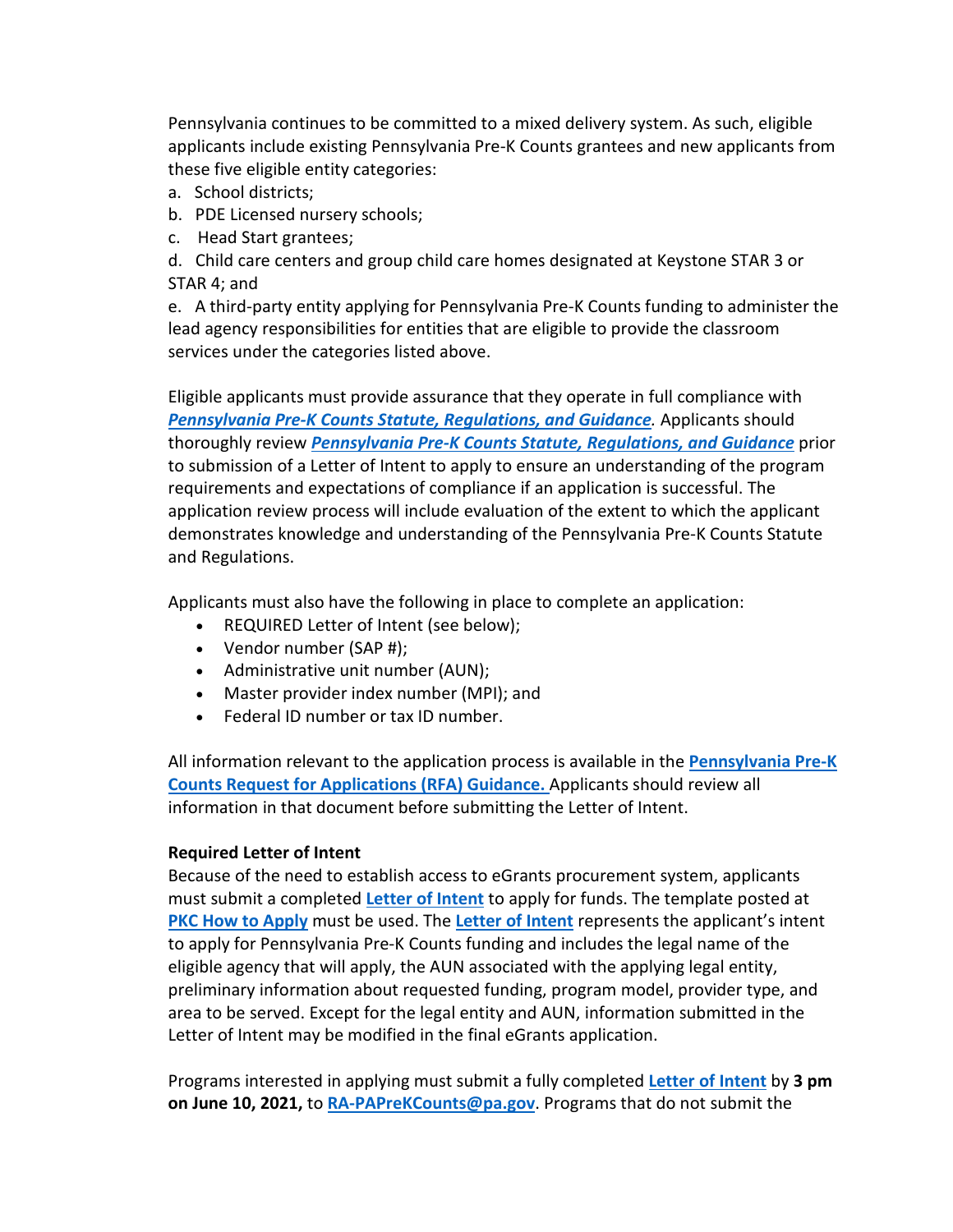Pennsylvania continues to be committed to a mixed delivery system. As such, eligible applicants include existing Pennsylvania Pre-K Counts grantees and new applicants from these five eligible entity categories:

a. School districts;
b. PDE Licensed nursery schools;
c. Head Start grantees;
d. Child care centers and group child care homes designated at Keystone STAR 3 or STAR 4; and
e. A third-party entity applying for Pennsylvania Pre-K Counts funding to administer the lead agency responsibilities for entities that are eligible to provide the classroom services under the categories listed above.

Eligible applicants must provide assurance that they operate in full compliance with ***Pennsylvania Pre-K Counts Statute, Regulations, and Guidance***. Applicants should thoroughly review ***Pennsylvania Pre-K Counts Statute, Regulations, and Guidance*** prior to submission of a Letter of Intent to apply to ensure an understanding of the program requirements and expectations of compliance if an application is successful. The application review process will include evaluation of the extent to which the applicant demonstrates knowledge and understanding of the Pennsylvania Pre-K Counts Statute and Regulations.

Applicants must also have the following in place to complete an application:

- REQUIRED Letter of Intent (see below);
- Vendor number (SAP #);
- Administrative unit number (AUN);
- Master provider index number (MPI); and
- Federal ID number or tax ID number.

All information relevant to the application process is available in the **Pennsylvania Pre-K Counts Request for Applications (RFA) Guidance.** Applicants should review all information in that document before submitting the Letter of Intent.

**Required Letter of Intent**

Because of the need to establish access to eGrants procurement system, applicants must submit a completed **Letter of Intent** to apply for funds. The template posted at **PKC How to Apply** must be used. The **Letter of Intent** represents the applicant's intent to apply for Pennsylvania Pre-K Counts funding and includes the legal name of the eligible agency that will apply, the AUN associated with the applying legal entity, preliminary information about requested funding, program model, provider type, and area to be served. Except for the legal entity and AUN, information submitted in the Letter of Intent may be modified in the final eGrants application.

Programs interested in applying must submit a fully completed **Letter of Intent** by **3 pm on June 10, 2021,** to **RA-PAPreKCounts@pa.gov**. Programs that do not submit the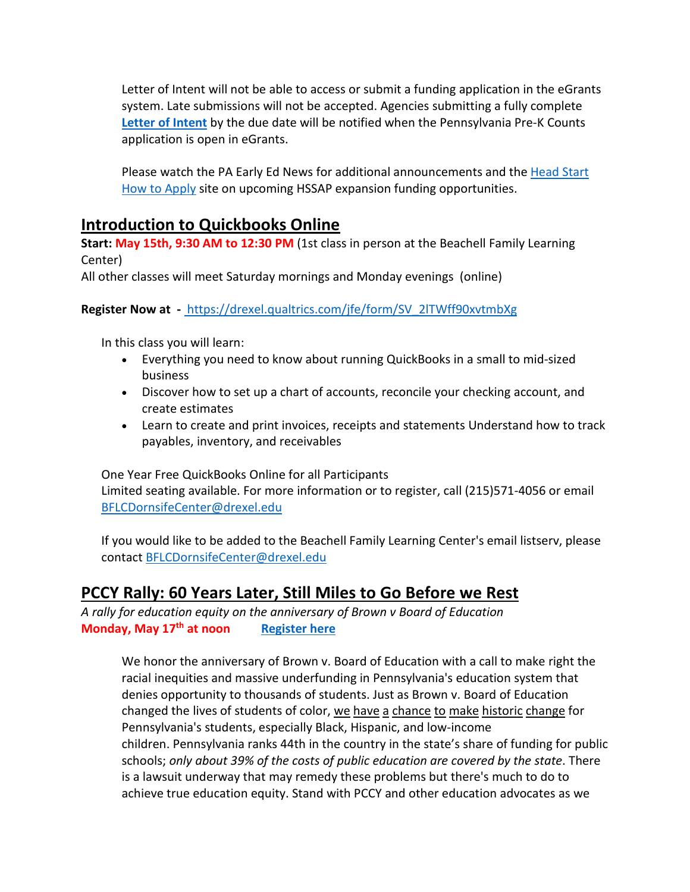Letter of Intent will not be able to access or submit a funding application in the eGrants system. Late submissions will not be accepted. Agencies submitting a fully complete **Letter of Intent** by the due date will be notified when the Pennsylvania Pre-K Counts application is open in eGrants.

Please watch the PA Early Ed News for additional announcements and the Head Start How to Apply site on upcoming HSSAP expansion funding opportunities.

## Introduction to Quickbooks Online

**Start:** **May 15th, 9:30 AM to 12:30 PM** (1st class in person at the Beachell Family Learning Center)
All other classes will meet Saturday mornings and Monday evenings (online)

**Register Now at -** https://drexel.qualtrics.com/jfe/form/SV_2lTWff90xvtmbXg

In this class you will learn:

- Everything you need to know about running QuickBooks in a small to mid-sized business
- Discover how to set up a chart of accounts, reconcile your checking account, and create estimates
- Learn to create and print invoices, receipts and statements Understand how to track payables, inventory, and receivables

One Year Free QuickBooks Online for all Participants
Limited seating available. For more information or to register, call (215)571-4056 or email BFLCDornsifeCenter@drexel.edu

If you would like to be added to the Beachell Family Learning Center's email listserv, please contact BFLCDornsifeCenter@drexel.edu

## PCCY Rally: 60 Years Later, Still Miles to Go Before we Rest

*A rally for education equity on the anniversary of Brown v Board of Education*
**Monday, May 17th at noon** **Register here**

We honor the anniversary of Brown v. Board of Education with a call to make right the racial inequities and massive underfunding in Pennsylvania's education system that denies opportunity to thousands of students. Just as Brown v. Board of Education changed the lives of students of color, we have a chance to make historic change for Pennsylvania's students, especially Black, Hispanic, and low-income children. Pennsylvania ranks 44th in the country in the state's share of funding for public schools; *only about 39% of the costs of public education are covered by the state*. There is a lawsuit underway that may remedy these problems but there's much to do to achieve true education equity. Stand with PCCY and other education advocates as we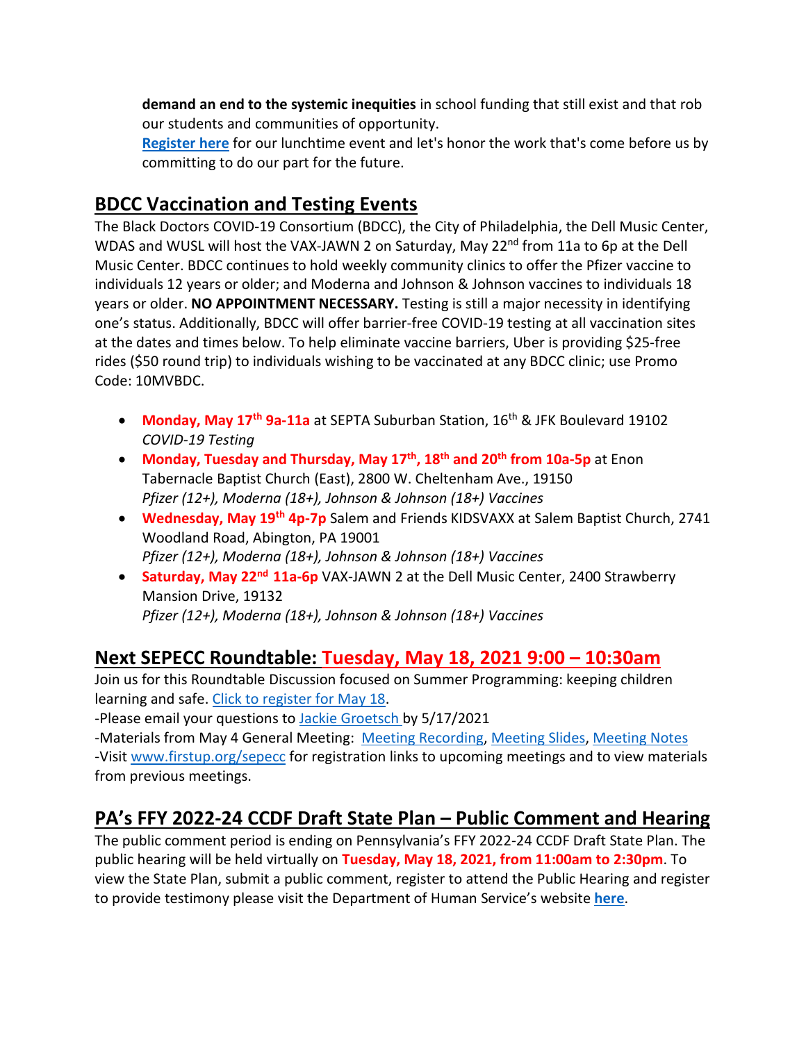**demand an end to the systemic inequities** in school funding that still exist and that rob our students and communities of opportunity.

**Register here** for our lunchtime event and let's honor the work that's come before us by committing to do our part for the future.

## BDCC Vaccination and Testing Events

The Black Doctors COVID-19 Consortium (BDCC), the City of Philadelphia, the Dell Music Center, WDAS and WUSL will host the VAX-JAWN 2 on Saturday, May 22nd from 11a to 6p at the Dell Music Center. BDCC continues to hold weekly community clinics to offer the Pfizer vaccine to individuals 12 years or older; and Moderna and Johnson & Johnson vaccines to individuals 18 years or older. **NO APPOINTMENT NECESSARY.** Testing is still a major necessity in identifying one's status. Additionally, BDCC will offer barrier-free COVID-19 testing at all vaccination sites at the dates and times below. To help eliminate vaccine barriers, Uber is providing $25-free rides ($50 round trip) to individuals wishing to be vaccinated at any BDCC clinic; use Promo Code: 10MVBDCC.

- **Monday, May 17th 9a-11a** at SEPTA Suburban Station, 16th & JFK Boulevard 19102
  *COVID-19 Testing*
- **Monday, Tuesday and Thursday, May 17th, 18th and 20th from 10a-5p** at Enon Tabernacle Baptist Church (East), 2800 W. Cheltenham Ave., 19150
  *Pfizer (12+), Moderna (18+), Johnson & Johnson (18+) Vaccines*
- **Wednesday, May 19th 4p-7p** Salem and Friends KIDSVAXX at Salem Baptist Church, 2741 Woodland Road, Abington, PA 19001
  *Pfizer (12+), Moderna (18+), Johnson & Johnson (18+) Vaccines*
- **Saturday, May 22nd 11a-6p** VAX-JAWN 2 at the Dell Music Center, 2400 Strawberry Mansion Drive, 19132
  *Pfizer (12+), Moderna (18+), Johnson & Johnson (18+) Vaccines*

## Next SEPECC Roundtable: Tuesday, May 18, 2021 9:00 – 10:30am

Join us for this Roundtable Discussion focused on Summer Programming: keeping children learning and safe. Click to register for May 18.

-Please email your questions to Jackie Groetsch by 5/17/2021

-Materials from May 4 General Meeting: Meeting Recording, Meeting Slides, Meeting Notes

-Visit www.firstup.org/sepecc for registration links to upcoming meetings and to view materials from previous meetings.

## PA's FFY 2022-24 CCDF Draft State Plan – Public Comment and Hearing

The public comment period is ending on Pennsylvania's FFY 2022-24 CCDF Draft State Plan. The public hearing will be held virtually on **Tuesday, May 18, 2021, from 11:00am to 2:30pm**. To view the State Plan, submit a public comment, register to attend the Public Hearing and register to provide testimony please visit the Department of Human Service's website **here**.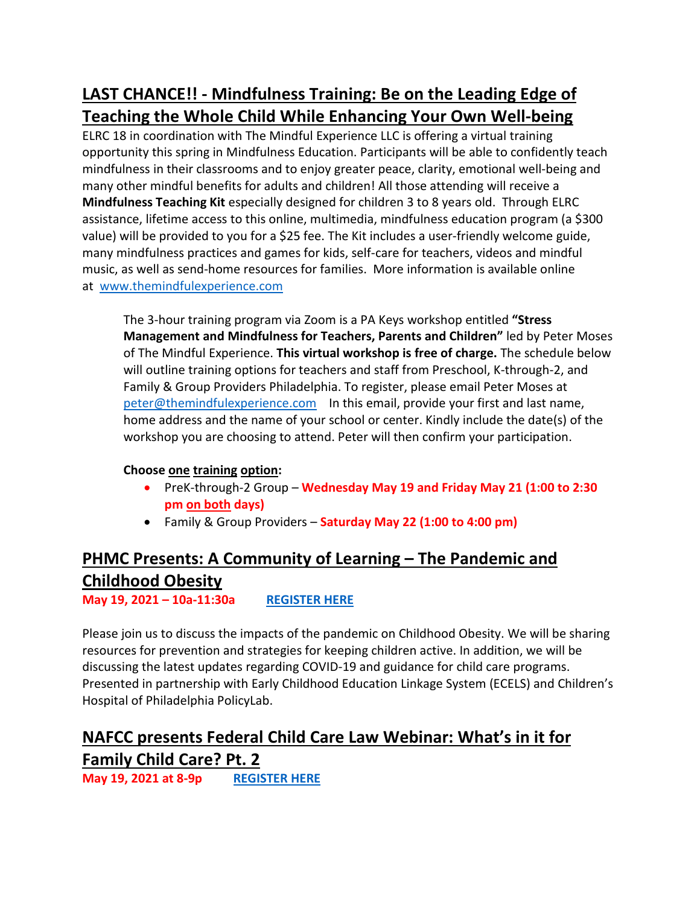## LAST CHANCE!! - Mindfulness Training: Be on the Leading Edge of Teaching the Whole Child While Enhancing Your Own Well-being

ELRC 18 in coordination with The Mindful Experience LLC is offering a virtual training opportunity this spring in Mindfulness Education. Participants will be able to confidently teach mindfulness in their classrooms and to enjoy greater peace, clarity, emotional well-being and many other mindful benefits for adults and children! All those attending will receive a **Mindfulness Teaching Kit** especially designed for children 3 to 8 years old. Through ELRC assistance, lifetime access to this online, multimedia, mindfulness education program (a $300 value) will be provided to you for a $25 fee. The Kit includes a user-friendly welcome guide, many mindfulness practices and games for kids, self-care for teachers, videos and mindful music, as well as send-home resources for families. More information is available online at [www.themindfulexperience.com](www.themindfulexperience.com)

> The 3-hour training program via Zoom is a PA Keys workshop entitled **"Stress Management and Mindfulness for Teachers, Parents and Children"** led by Peter Moses of The Mindful Experience. **This virtual workshop is free of charge.** The schedule below will outline training options for teachers and staff from Preschool, K-through-2, and Family & Group Providers Philadelphia. To register, please email Peter Moses at [peter@themindfulexperience.com](mailto:peter@themindfulexperience.com) In this email, provide your first and last name, home address and the name of your school or center. Kindly include the date(s) of the workshop you are choosing to attend. Peter will then confirm your participation.
>
> **Choose one training option:**
>
> - PreK-through-2 Group – **Wednesday May 19 and Friday May 21 (1:00 to 2:30 pm on both days)**
> - Family & Group Providers – **Saturday May 22 (1:00 to 4:00 pm)**

## PHMC Presents: A Community of Learning – The Pandemic and Childhood Obesity

**May 19, 2021 – 10a-11:30a** **REGISTER HERE**

Please join us to discuss the impacts of the pandemic on Childhood Obesity. We will be sharing resources for prevention and strategies for keeping children active. In addition, we will be discussing the latest updates regarding COVID-19 and guidance for child care programs. Presented in partnership with Early Childhood Education Linkage System (ECELS) and Children's Hospital of Philadelphia PolicyLab.

## NAFCC presents Federal Child Care Law Webinar: What's in it for Family Child Care? Pt. 2

**May 19, 2021 at 8-9p** **REGISTER HERE**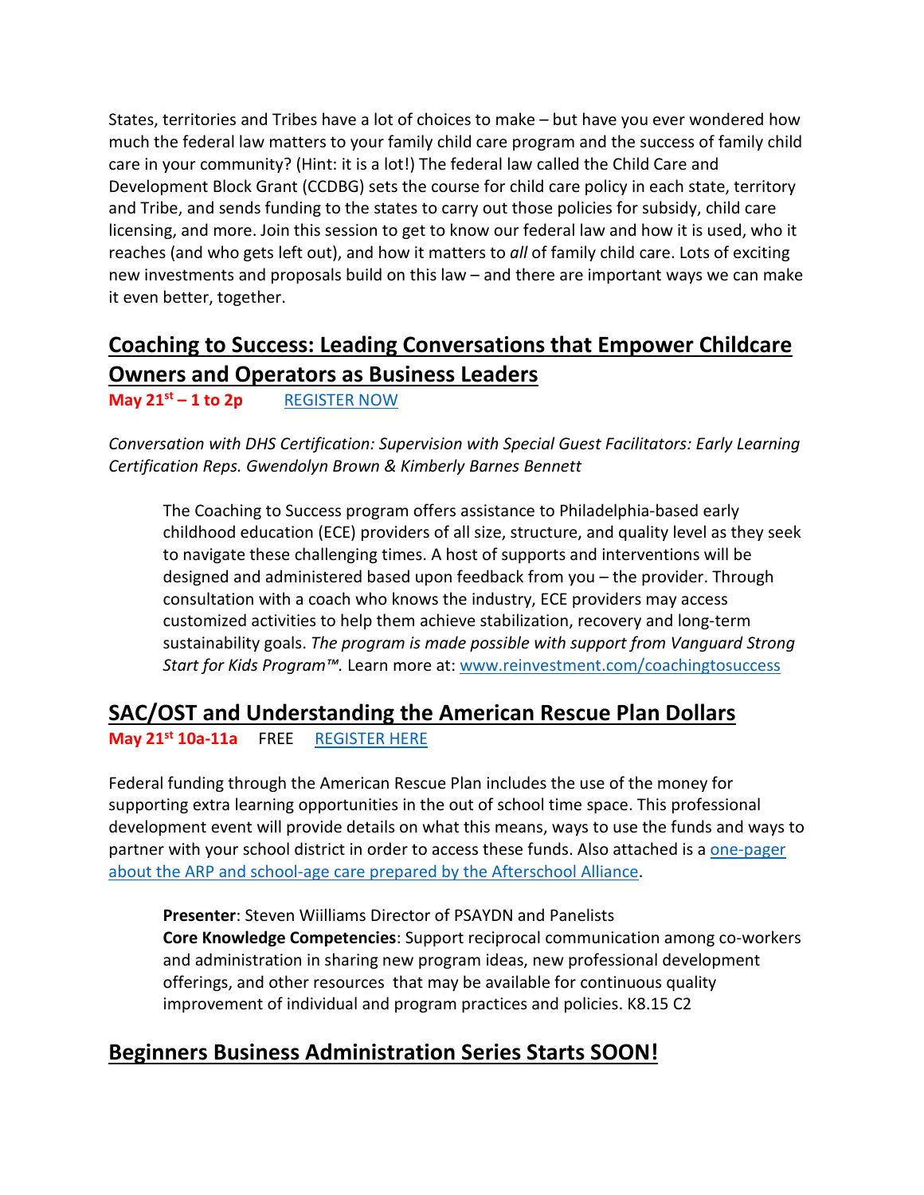States, territories and Tribes have a lot of choices to make – but have you ever wondered how much the federal law matters to your family child care program and the success of family child care in your community? (Hint: it is a lot!) The federal law called the Child Care and Development Block Grant (CCDBG) sets the course for child care policy in each state, territory and Tribe, and sends funding to the states to carry out those policies for subsidy, child care licensing, and more. Join this session to get to know our federal law and how it is used, who it reaches (and who gets left out), and how it matters to *all* of family child care. Lots of exciting new investments and proposals build on this law – and there are important ways we can make it even better, together.

## Coaching to Success: Leading Conversations that Empower Childcare Owners and Operators as Business Leaders

**May 21st – 1 to 2p** REGISTER NOW

*Conversation with DHS Certification: Supervision with Special Guest Facilitators: Early Learning Certification Reps. Gwendolyn Brown & Kimberly Barnes Bennett*

> The Coaching to Success program offers assistance to Philadelphia-based early childhood education (ECE) providers of all size, structure, and quality level as they seek to navigate these challenging times. A host of supports and interventions will be designed and administered based upon feedback from you – the provider. Through consultation with a coach who knows the industry, ECE providers may access customized activities to help them achieve stabilization, recovery and long-term sustainability goals. *The program is made possible with support from Vanguard Strong Start for Kids Program™.* Learn more at: www.reinvestment.com/coachingtosuccess

## SAC/OST and Understanding the American Rescue Plan Dollars

**May 21st 10a-11a** FREE REGISTER HERE

Federal funding through the American Rescue Plan includes the use of the money for supporting extra learning opportunities in the out of school time space. This professional development event will provide details on what this means, ways to use the funds and ways to partner with your school district in order to access these funds. Also attached is a one-pager about the ARP and school-age care prepared by the Afterschool Alliance.

> **Presenter**: Steven Wiilliams Director of PSAYDN and Panelists
> **Core Knowledge Competencies**: Support reciprocal communication among co-workers and administration in sharing new program ideas, new professional development offerings, and other resources that may be available for continuous quality improvement of individual and program practices and policies. K8.15 C2

## Beginners Business Administration Series Starts SOON!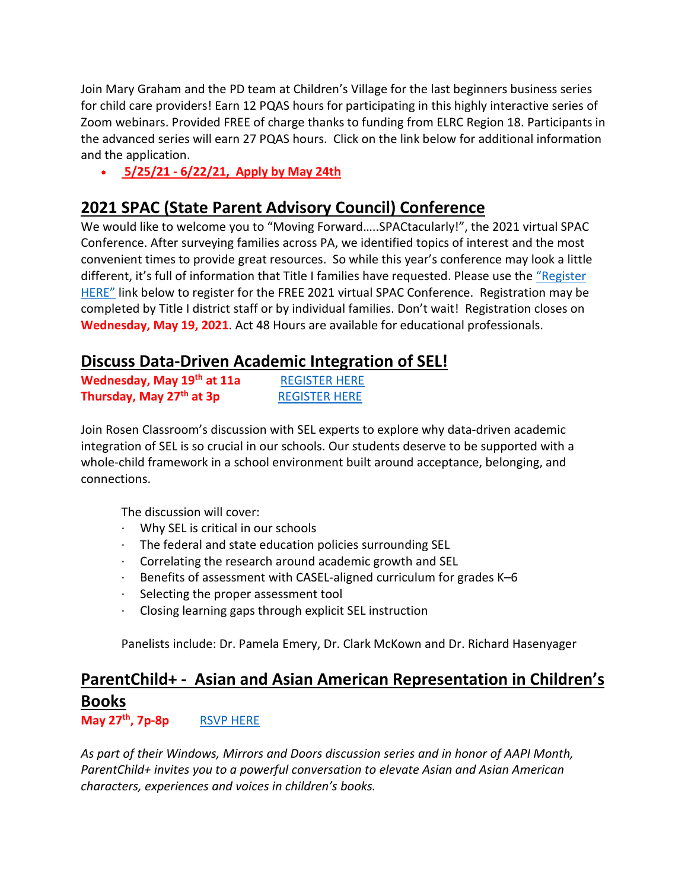Join Mary Graham and the PD team at Children's Village for the last beginners business series for child care providers! Earn 12 PQAS hours for participating in this highly interactive series of Zoom webinars. Provided FREE of charge thanks to funding from ELRC Region 18. Participants in the advanced series will earn 27 PQAS hours. Click on the link below for additional information and the application.

- **5/25/21 - 6/22/21, Apply by May 24th**

## 2021 SPAC (State Parent Advisory Council) Conference

We would like to welcome you to "Moving Forward…..SPACtacularly!", the 2021 virtual SPAC Conference. After surveying families across PA, we identified topics of interest and the most convenient times to provide great resources. So while this year's conference may look a little different, it's full of information that Title I families have requested. Please use the "Register HERE" link below to register for the FREE 2021 virtual SPAC Conference. Registration may be completed by Title I district staff or by individual families. Don't wait! Registration closes on **Wednesday, May 19, 2021**. Act 48 Hours are available for educational professionals.

## Discuss Data-Driven Academic Integration of SEL!

**Wednesday, May 19th at 11a** REGISTER HERE
**Thursday, May 27th at 3p** REGISTER HERE

Join Rosen Classroom's discussion with SEL experts to explore why data-driven academic integration of SEL is so crucial in our schools. Our students deserve to be supported with a whole-child framework in a school environment built around acceptance, belonging, and connections.

The discussion will cover:

- Why SEL is critical in our schools
- The federal and state education policies surrounding SEL
- Correlating the research around academic growth and SEL
- Benefits of assessment with CASEL-aligned curriculum for grades K–6
- Selecting the proper assessment tool
- Closing learning gaps through explicit SEL instruction

Panelists include: Dr. Pamela Emery, Dr. Clark McKown and Dr. Richard Hasenyager

## ParentChild+ - Asian and Asian American Representation in Children's Books

**May 27th, 7p-8p** RSVP HERE

*As part of their Windows, Mirrors and Doors discussion series and in honor of AAPI Month, ParentChild+ invites you to a powerful conversation to elevate Asian and Asian American characters, experiences and voices in children's books.*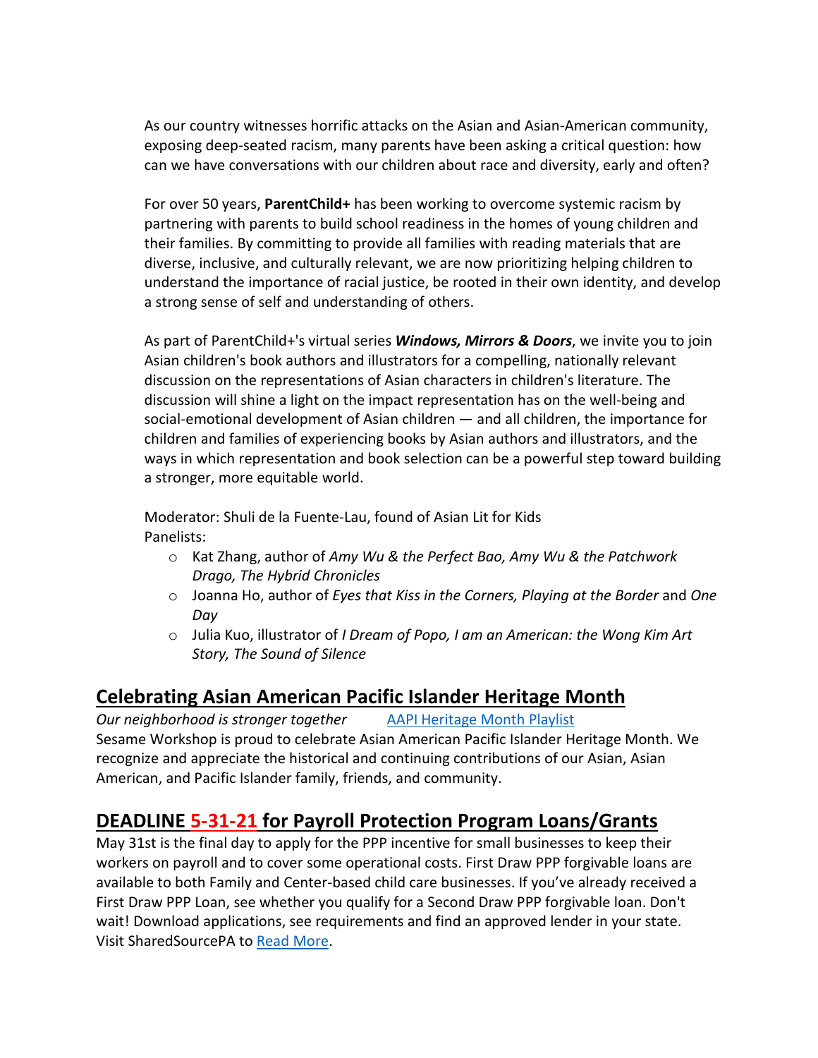As our country witnesses horrific attacks on the Asian and Asian-American community, exposing deep-seated racism, many parents have been asking a critical question: how can we have conversations with our children about race and diversity, early and often?

For over 50 years, **ParentChild+** has been working to overcome systemic racism by partnering with parents to build school readiness in the homes of young children and their families. By committing to provide all families with reading materials that are diverse, inclusive, and culturally relevant, we are now prioritizing helping children to understand the importance of racial justice, be rooted in their own identity, and develop a strong sense of self and understanding of others.

As part of ParentChild+'s virtual series ***Windows, Mirrors & Doors***, we invite you to join Asian children's book authors and illustrators for a compelling, nationally relevant discussion on the representations of Asian characters in children's literature. The discussion will shine a light on the impact representation has on the well-being and social-emotional development of Asian children — and all children, the importance for children and families of experiencing books by Asian authors and illustrators, and the ways in which representation and book selection can be a powerful step toward building a stronger, more equitable world.

Moderator: Shuli de la Fuente-Lau, found of Asian Lit for Kids
Panelists:

- Kat Zhang, author of *Amy Wu & the Perfect Bao, Amy Wu & the Patchwork Drago, The Hybrid Chronicles*
- Joanna Ho, author of *Eyes that Kiss in the Corners, Playing at the Border* and *One Day*
- Julia Kuo, illustrator of *I Dream of Popo, I am an American: the Wong Kim Art Story, The Sound of Silence*

## Celebrating Asian American Pacific Islander Heritage Month

*Our neighborhood is stronger together* [AAPI Heritage Month Playlist]
Sesame Workshop is proud to celebrate Asian American Pacific Islander Heritage Month. We recognize and appreciate the historical and continuing contributions of our Asian, Asian American, and Pacific Islander family, friends, and community.

## DEADLINE 5-31-21 for Payroll Protection Program Loans/Grants

May 31st is the final day to apply for the PPP incentive for small businesses to keep their workers on payroll and to cover some operational costs. First Draw PPP forgivable loans are available to both Family and Center-based child care businesses. If you've already received a First Draw PPP Loan, see whether you qualify for a Second Draw PPP forgivable loan. Don't wait! Download applications, see requirements and find an approved lender in your state. Visit SharedSourcePA to Read More.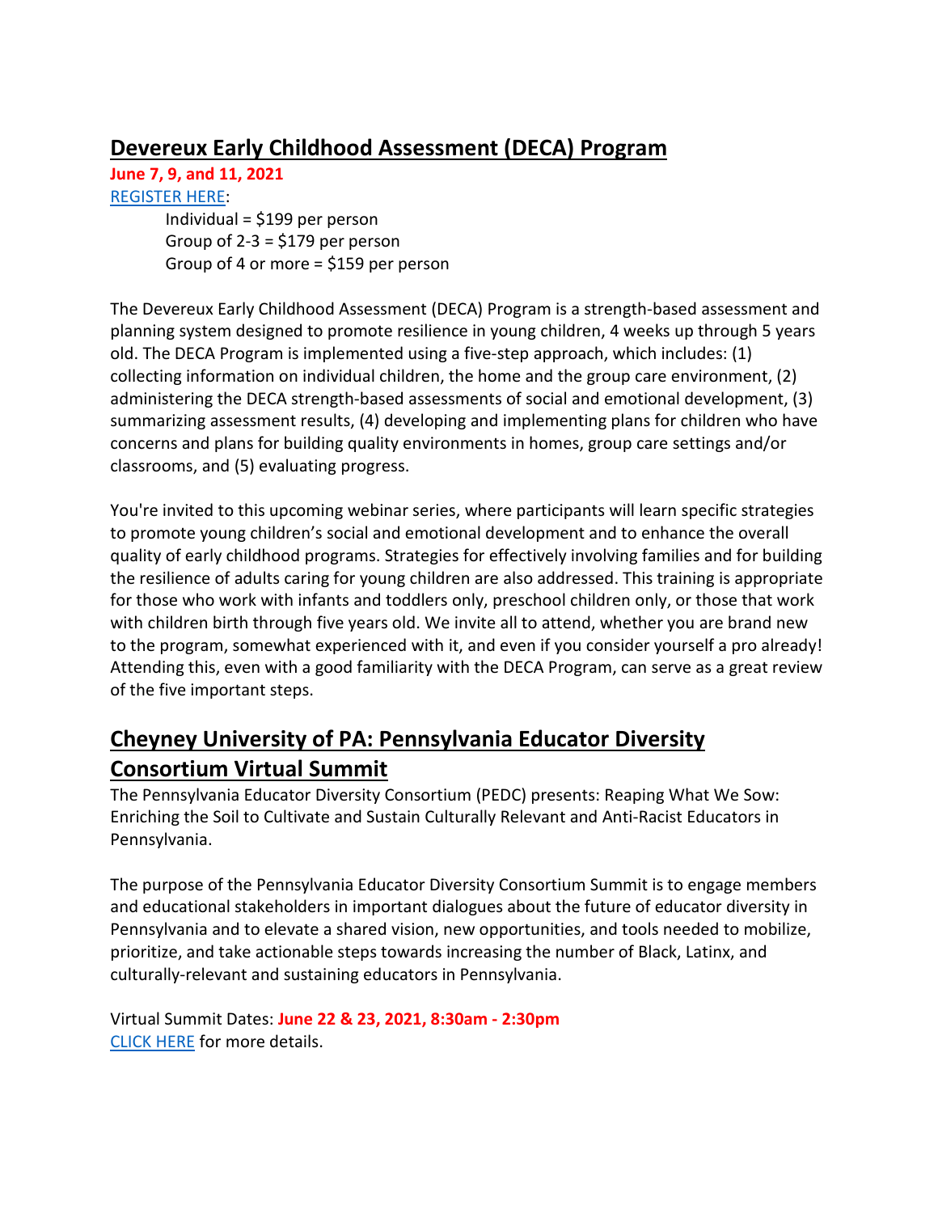## Devereux Early Childhood Assessment (DECA) Program

**June 7, 9, and 11, 2021**

REGISTER HERE:

Individual = $199 per person
Group of 2-3 = $179 per person
Group of 4 or more = $159 per person

The Devereux Early Childhood Assessment (DECA) Program is a strength-based assessment and planning system designed to promote resilience in young children, 4 weeks up through 5 years old. The DECA Program is implemented using a five-step approach, which includes: (1) collecting information on individual children, the home and the group care environment, (2) administering the DECA strength-based assessments of social and emotional development, (3) summarizing assessment results, (4) developing and implementing plans for children who have concerns and plans for building quality environments in homes, group care settings and/or classrooms, and (5) evaluating progress.

You're invited to this upcoming webinar series, where participants will learn specific strategies to promote young children's social and emotional development and to enhance the overall quality of early childhood programs. Strategies for effectively involving families and for building the resilience of adults caring for young children are also addressed. This training is appropriate for those who work with infants and toddlers only, preschool children only, or those that work with children birth through five years old. We invite all to attend, whether you are brand new to the program, somewhat experienced with it, and even if you consider yourself a pro already! Attending this, even with a good familiarity with the DECA Program, can serve as a great review of the five important steps.

## Cheyney University of PA: Pennsylvania Educator Diversity Consortium Virtual Summit

The Pennsylvania Educator Diversity Consortium (PEDC) presents: Reaping What We Sow: Enriching the Soil to Cultivate and Sustain Culturally Relevant and Anti-Racist Educators in Pennsylvania.

The purpose of the Pennsylvania Educator Diversity Consortium Summit is to engage members and educational stakeholders in important dialogues about the future of educator diversity in Pennsylvania and to elevate a shared vision, new opportunities, and tools needed to mobilize, prioritize, and take actionable steps towards increasing the number of Black, Latinx, and culturally-relevant and sustaining educators in Pennsylvania.

Virtual Summit Dates: **June 22 & 23, 2021, 8:30am - 2:30pm**

CLICK HERE for more details.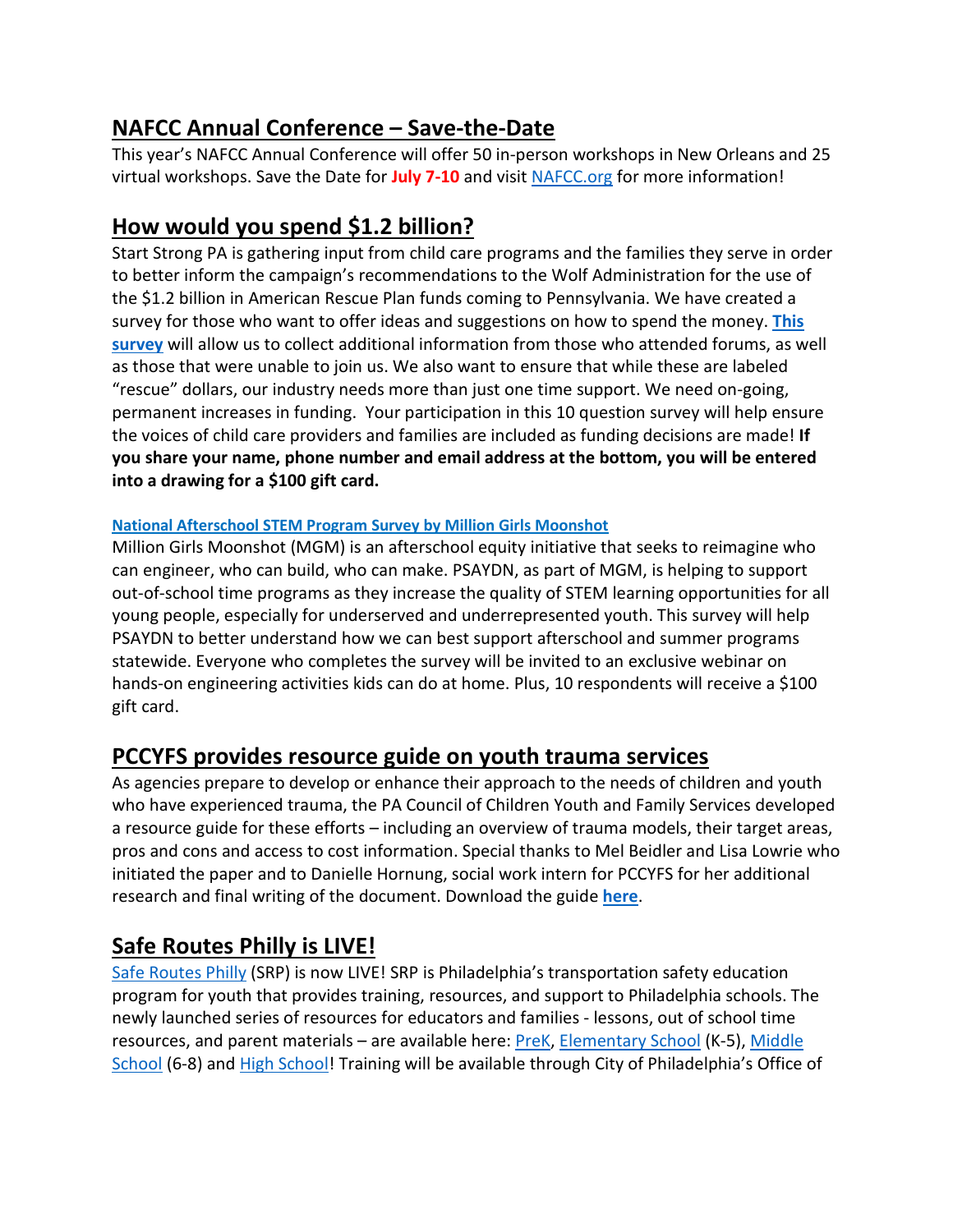## NAFCC Annual Conference – Save-the-Date

This year's NAFCC Annual Conference will offer 50 in-person workshops in New Orleans and 25 virtual workshops. Save the Date for **July 7-10** and visit NAFCC.org for more information!

## How would you spend $1.2 billion?

Start Strong PA is gathering input from child care programs and the families they serve in order to better inform the campaign's recommendations to the Wolf Administration for the use of the $1.2 billion in American Rescue Plan funds coming to Pennsylvania. We have created a survey for those who want to offer ideas and suggestions on how to spend the money. **This survey** will allow us to collect additional information from those who attended forums, as well as those that were unable to join us. We also want to ensure that while these are labeled "rescue" dollars, our industry needs more than just one time support. We need on-going, permanent increases in funding. Your participation in this 10 question survey will help ensure the voices of child care providers and families are included as funding decisions are made! **If you share your name, phone number and email address at the bottom, you will be entered into a drawing for a $100 gift card.**

**National Afterschool STEM Program Survey by Million Girls Moonshot**

Million Girls Moonshot (MGM) is an afterschool equity initiative that seeks to reimagine who can engineer, who can build, who can make. PSAYDN, as part of MGM, is helping to support out-of-school time programs as they increase the quality of STEM learning opportunities for all young people, especially for underserved and underrepresented youth. This survey will help PSAYDN to better understand how we can best support afterschool and summer programs statewide. Everyone who completes the survey will be invited to an exclusive webinar on hands-on engineering activities kids can do at home. Plus, 10 respondents will receive a $100 gift card.

## PCCYFS provides resource guide on youth trauma services

As agencies prepare to develop or enhance their approach to the needs of children and youth who have experienced trauma, the PA Council of Children Youth and Family Services developed a resource guide for these efforts – including an overview of trauma models, their target areas, pros and cons and access to cost information. Special thanks to Mel Beidler and Lisa Lowrie who initiated the paper and to Danielle Hornung, social work intern for PCCYFS for her additional research and final writing of the document. Download the guide **here**.

## Safe Routes Philly is LIVE!

Safe Routes Philly (SRP) is now LIVE! SRP is Philadelphia's transportation safety education program for youth that provides training, resources, and support to Philadelphia schools. The newly launched series of resources for educators and families - lessons, out of school time resources, and parent materials – are available here: PreK, Elementary School (K-5), Middle School (6-8) and High School! Training will be available through City of Philadelphia's Office of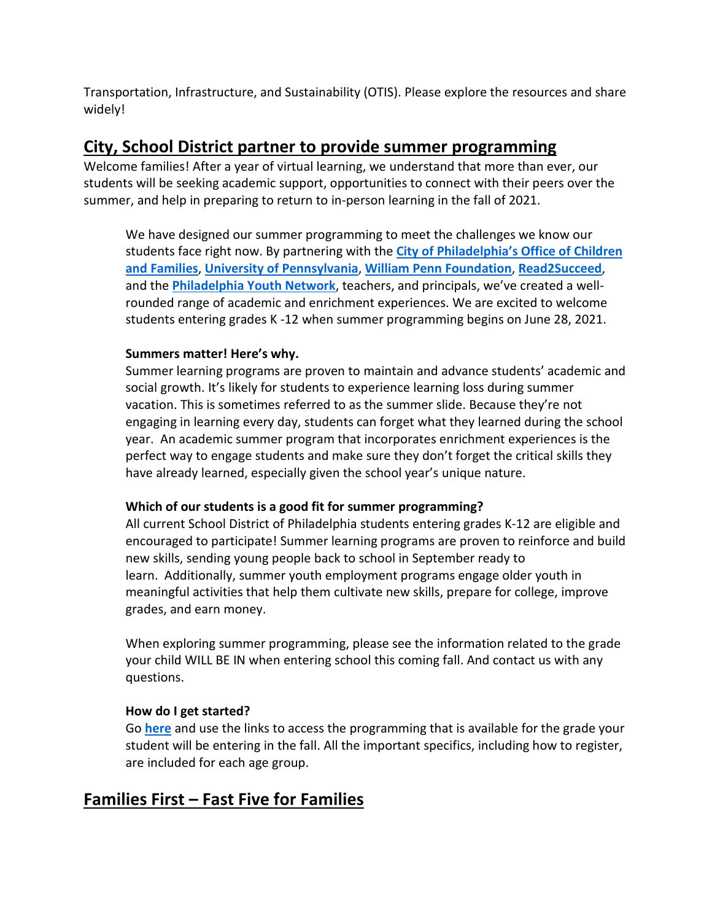Transportation, Infrastructure, and Sustainability (OTIS). Please explore the resources and share widely!

## City, School District partner to provide summer programming

Welcome families! After a year of virtual learning, we understand that more than ever, our students will be seeking academic support, opportunities to connect with their peers over the summer, and help in preparing to return to in-person learning in the fall of 2021.

We have designed our summer programming to meet the challenges we know our students face right now. By partnering with the **City of Philadelphia's Office of Children and Families**, **University of Pennsylvania**, **William Penn Foundation**, **Read2Succeed**, and the **Philadelphia Youth Network**, teachers, and principals, we've created a well-rounded range of academic and enrichment experiences. We are excited to welcome students entering grades K -12 when summer programming begins on June 28, 2021.

**Summers matter! Here's why.**

Summer learning programs are proven to maintain and advance students' academic and social growth. It's likely for students to experience learning loss during summer vacation. This is sometimes referred to as the summer slide. Because they're not engaging in learning every day, students can forget what they learned during the school year. An academic summer program that incorporates enrichment experiences is the perfect way to engage students and make sure they don't forget the critical skills they have already learned, especially given the school year's unique nature.

**Which of our students is a good fit for summer programming?**

All current School District of Philadelphia students entering grades K-12 are eligible and encouraged to participate! Summer learning programs are proven to reinforce and build new skills, sending young people back to school in September ready to learn. Additionally, summer youth employment programs engage older youth in meaningful activities that help them cultivate new skills, prepare for college, improve grades, and earn money.

When exploring summer programming, please see the information related to the grade your child WILL BE IN when entering school this coming fall. And contact us with any questions.

**How do I get started?**

Go **here** and use the links to access the programming that is available for the grade your student will be entering in the fall. All the important specifics, including how to register, are included for each age group.

## Families First – Fast Five for Families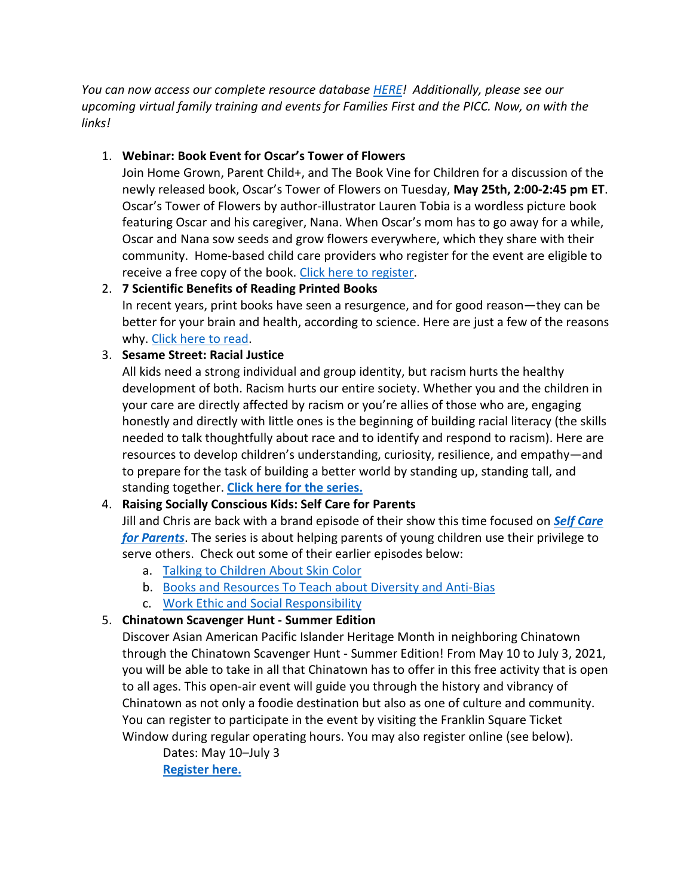*You can now access our complete resource database HERE! Additionally, please see our upcoming virtual family training and events for Families First and the PICC. Now, on with the links!*

1. **Webinar: Book Event for Oscar's Tower of Flowers**
   Join Home Grown, Parent Child+, and The Book Vine for Children for a discussion of the newly released book, Oscar's Tower of Flowers on Tuesday, **May 25th, 2:00-2:45 pm ET**. Oscar's Tower of Flowers by author-illustrator Lauren Tobia is a wordless picture book featuring Oscar and his caregiver, Nana. When Oscar's mom has to go away for a while, Oscar and Nana sow seeds and grow flowers everywhere, which they share with their community. Home-based child care providers who register for the event are eligible to receive a free copy of the book. Click here to register.
2. **7 Scientific Benefits of Reading Printed Books**
   In recent years, print books have seen a resurgence, and for good reason—they can be better for your brain and health, according to science. Here are just a few of the reasons why. Click here to read.
3. **Sesame Street: Racial Justice**
   All kids need a strong individual and group identity, but racism hurts the healthy development of both. Racism hurts our entire society. Whether you and the children in your care are directly affected by racism or you're allies of those who are, engaging honestly and directly with little ones is the beginning of building racial literacy (the skills needed to talk thoughtfully about race and to identify and respond to racism). Here are resources to develop children's understanding, curiosity, resilience, and empathy—and to prepare for the task of building a better world by standing up, standing tall, and standing together. **Click here for the series.**
4. **Raising Socially Conscious Kids: Self Care for Parents**
   Jill and Chris are back with a brand episode of their show this time focused on ***Self Care for Parents***. The series is about helping parents of young children use their privilege to serve others. Check out some of their earlier episodes below:
   a. Talking to Children About Skin Color
   b. Books and Resources To Teach about Diversity and Anti-Bias
   c. Work Ethic and Social Responsibility
5. **Chinatown Scavenger Hunt - Summer Edition**
   Discover Asian American Pacific Islander Heritage Month in neighboring Chinatown through the Chinatown Scavenger Hunt - Summer Edition! From May 10 to July 3, 2021, you will be able to take in all that Chinatown has to offer in this free activity that is open to all ages. This open-air event will guide you through the history and vibrancy of Chinatown as not only a foodie destination but also as one of culture and community. You can register to participate in the event by visiting the Franklin Square Ticket Window during regular operating hours. You may also register online (see below).

   Dates: May 10–July 3

   **Register here.**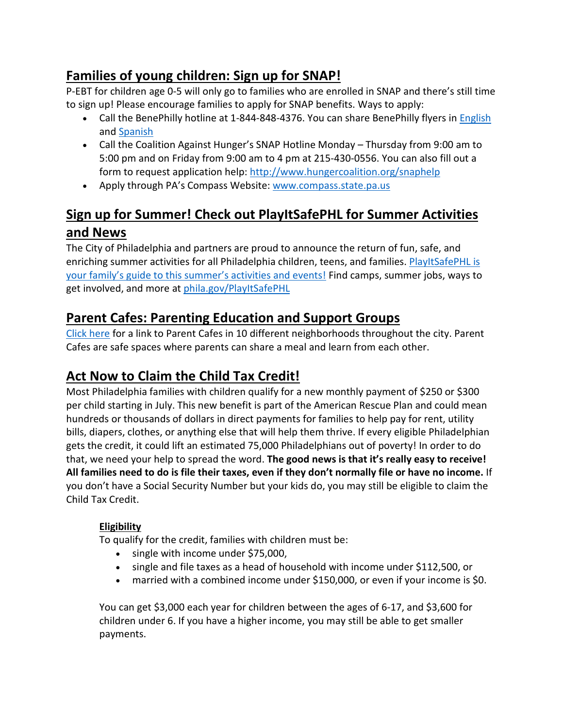## Families of young children: Sign up for SNAP!

P-EBT for children age 0-5 will only go to families who are enrolled in SNAP and there's still time to sign up! Please encourage families to apply for SNAP benefits. Ways to apply:

- Call the BenePhilly hotline at 1-844-848-4376. You can share BenePhilly flyers in English and Spanish
- Call the Coalition Against Hunger's SNAP Hotline Monday – Thursday from 9:00 am to 5:00 pm and on Friday from 9:00 am to 4 pm at 215-430-0556. You can also fill out a form to request application help: http://www.hungercoalition.org/snaphelp
- Apply through PA's Compass Website: www.compass.state.pa.us

## Sign up for Summer! Check out PlayItSafePHL for Summer Activities and News

The City of Philadelphia and partners are proud to announce the return of fun, safe, and enriching summer activities for all Philadelphia children, teens, and families. PlayItSafePHL is your family's guide to this summer's activities and events! Find camps, summer jobs, ways to get involved, and more at phila.gov/PlayItSafePHL

## Parent Cafes: Parenting Education and Support Groups

Click here for a link to Parent Cafes in 10 different neighborhoods throughout the city. Parent Cafes are safe spaces where parents can share a meal and learn from each other.

## Act Now to Claim the Child Tax Credit!

Most Philadelphia families with children qualify for a new monthly payment of $250 or $300 per child starting in July. This new benefit is part of the American Rescue Plan and could mean hundreds or thousands of dollars in direct payments for families to help pay for rent, utility bills, diapers, clothes, or anything else that will help them thrive. If every eligible Philadelphian gets the credit, it could lift an estimated 75,000 Philadelphians out of poverty! In order to do that, we need your help to spread the word. **The good news is that it's really easy to receive! All families need to do is file their taxes, even if they don't normally file or have no income.** If you don't have a Social Security Number but your kids do, you may still be eligible to claim the Child Tax Credit.

### Eligibility

To qualify for the credit, families with children must be:

- single with income under $75,000,
- single and file taxes as a head of household with income under $112,500, or
- married with a combined income under $150,000, or even if your income is $0.

You can get $3,000 each year for children between the ages of 6-17, and $3,600 for children under 6. If you have a higher income, you may still be able to get smaller payments.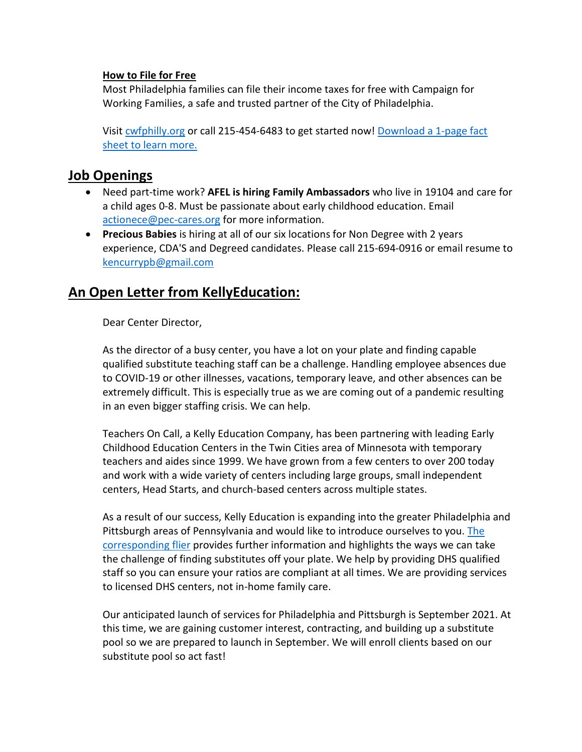**How to File for Free**

Most Philadelphia families can file their income taxes for free with Campaign for Working Families, a safe and trusted partner of the City of Philadelphia.

Visit cwfphilly.org or call 215-454-6483 to get started now! Download a 1-page fact sheet to learn more.

## Job Openings

- Need part-time work? **AFEL is hiring Family Ambassadors** who live in 19104 and care for a child ages 0-8. Must be passionate about early childhood education. Email actionece@pec-cares.org for more information.
- **Precious Babies** is hiring at all of our six locations for Non Degree with 2 years experience, CDA'S and Degreed candidates. Please call 215-694-0916 or email resume to kencurrypb@gmail.com

## An Open Letter from KellyEducation:

Dear Center Director,

As the director of a busy center, you have a lot on your plate and finding capable qualified substitute teaching staff can be a challenge. Handling employee absences due to COVID-19 or other illnesses, vacations, temporary leave, and other absences can be extremely difficult. This is especially true as we are coming out of a pandemic resulting in an even bigger staffing crisis. We can help.

Teachers On Call, a Kelly Education Company, has been partnering with leading Early Childhood Education Centers in the Twin Cities area of Minnesota with temporary teachers and aides since 1999. We have grown from a few centers to over 200 today and work with a wide variety of centers including large groups, small independent centers, Head Starts, and church-based centers across multiple states.

As a result of our success, Kelly Education is expanding into the greater Philadelphia and Pittsburgh areas of Pennsylvania and would like to introduce ourselves to you. The corresponding flier provides further information and highlights the ways we can take the challenge of finding substitutes off your plate. We help by providing DHS qualified staff so you can ensure your ratios are compliant at all times. We are providing services to licensed DHS centers, not in-home family care.

Our anticipated launch of services for Philadelphia and Pittsburgh is September 2021. At this time, we are gaining customer interest, contracting, and building up a substitute pool so we are prepared to launch in September. We will enroll clients based on our substitute pool so act fast!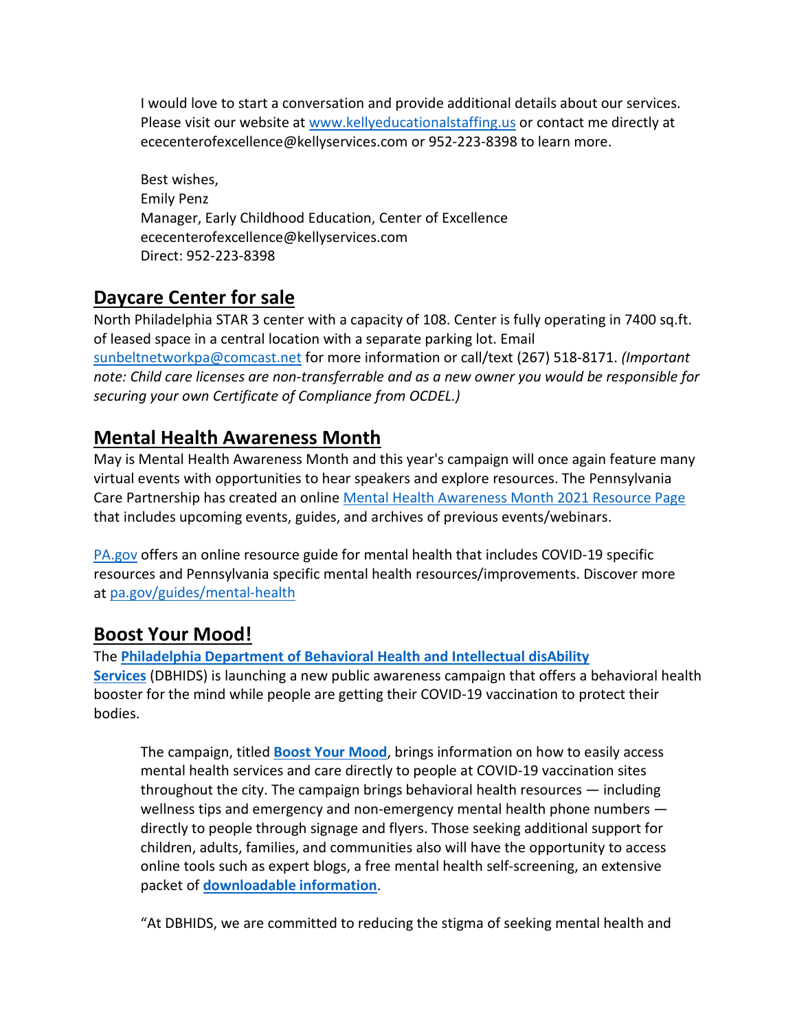I would love to start a conversation and provide additional details about our services. Please visit our website at [www.kellyeducationalstaffing.us](www.kellyeducationalstaffing.us) or contact me directly at ececenterofexcellence@kellyservices.com or 952-223-8398 to learn more.

Best wishes,
Emily Penz
Manager, Early Childhood Education, Center of Excellence
ececenterofexcellence@kellyservices.com
Direct: 952-223-8398

## Daycare Center for sale

North Philadelphia STAR 3 center with a capacity of 108. Center is fully operating in 7400 sq.ft. of leased space in a central location with a separate parking lot. Email [sunbeltnetworkpa@comcast.net](mailto:sunbeltnetworkpa@comcast.net) for more information or call/text (267) 518-8171. *(Important note: Child care licenses are non-transferrable and as a new owner you would be responsible for securing your own Certificate of Compliance from OCDEL.)*

## Mental Health Awareness Month

May is Mental Health Awareness Month and this year's campaign will once again feature many virtual events with opportunities to hear speakers and explore resources. The Pennsylvania Care Partnership has created an online Mental Health Awareness Month 2021 Resource Page that includes upcoming events, guides, and archives of previous events/webinars.

PA.gov offers an online resource guide for mental health that includes COVID-19 specific resources and Pennsylvania specific mental health resources/improvements. Discover more at pa.gov/guides/mental-health

## Boost Your Mood!

The **Philadelphia Department of Behavioral Health and Intellectual disAbility Services** (DBHIDS) is launching a new public awareness campaign that offers a behavioral health booster for the mind while people are getting their COVID-19 vaccination to protect their bodies.

The campaign, titled **Boost Your Mood**, brings information on how to easily access mental health services and care directly to people at COVID-19 vaccination sites throughout the city. The campaign brings behavioral health resources — including wellness tips and emergency and non-emergency mental health phone numbers — directly to people through signage and flyers. Those seeking additional support for children, adults, families, and communities also will have the opportunity to access online tools such as expert blogs, a free mental health self-screening, an extensive packet of **downloadable information**.

"At DBHIDS, we are committed to reducing the stigma of seeking mental health and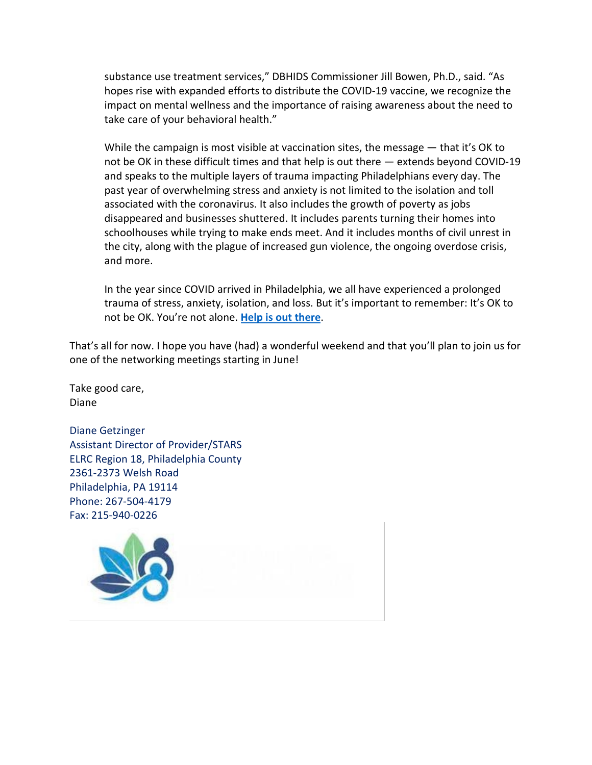substance use treatment services," DBHIDS Commissioner Jill Bowen, Ph.D., said. "As hopes rise with expanded efforts to distribute the COVID-19 vaccine, we recognize the impact on mental wellness and the importance of raising awareness about the need to take care of your behavioral health."

While the campaign is most visible at vaccination sites, the message — that it's OK to not be OK in these difficult times and that help is out there — extends beyond COVID-19 and speaks to the multiple layers of trauma impacting Philadelphians every day. The past year of overwhelming stress and anxiety is not limited to the isolation and toll associated with the coronavirus. It also includes the growth of poverty as jobs disappeared and businesses shuttered. It includes parents turning their homes into schoolhouses while trying to make ends meet. And it includes months of civil unrest in the city, along with the plague of increased gun violence, the ongoing overdose crisis, and more.

In the year since COVID arrived in Philadelphia, we all have experienced a prolonged trauma of stress, anxiety, isolation, and loss. But it's important to remember: It's OK to not be OK. You're not alone. **Help is out there**.

That's all for now. I hope you have (had) a wonderful weekend and that you'll plan to join us for one of the networking meetings starting in June!

Take good care,
Diane

Diane Getzinger
Assistant Director of Provider/STARS
ELRC Region 18, Philadelphia County
2361-2373 Welsh Road
Philadelphia, PA 19114
Phone: 267-504-4179
Fax: 215-940-0226